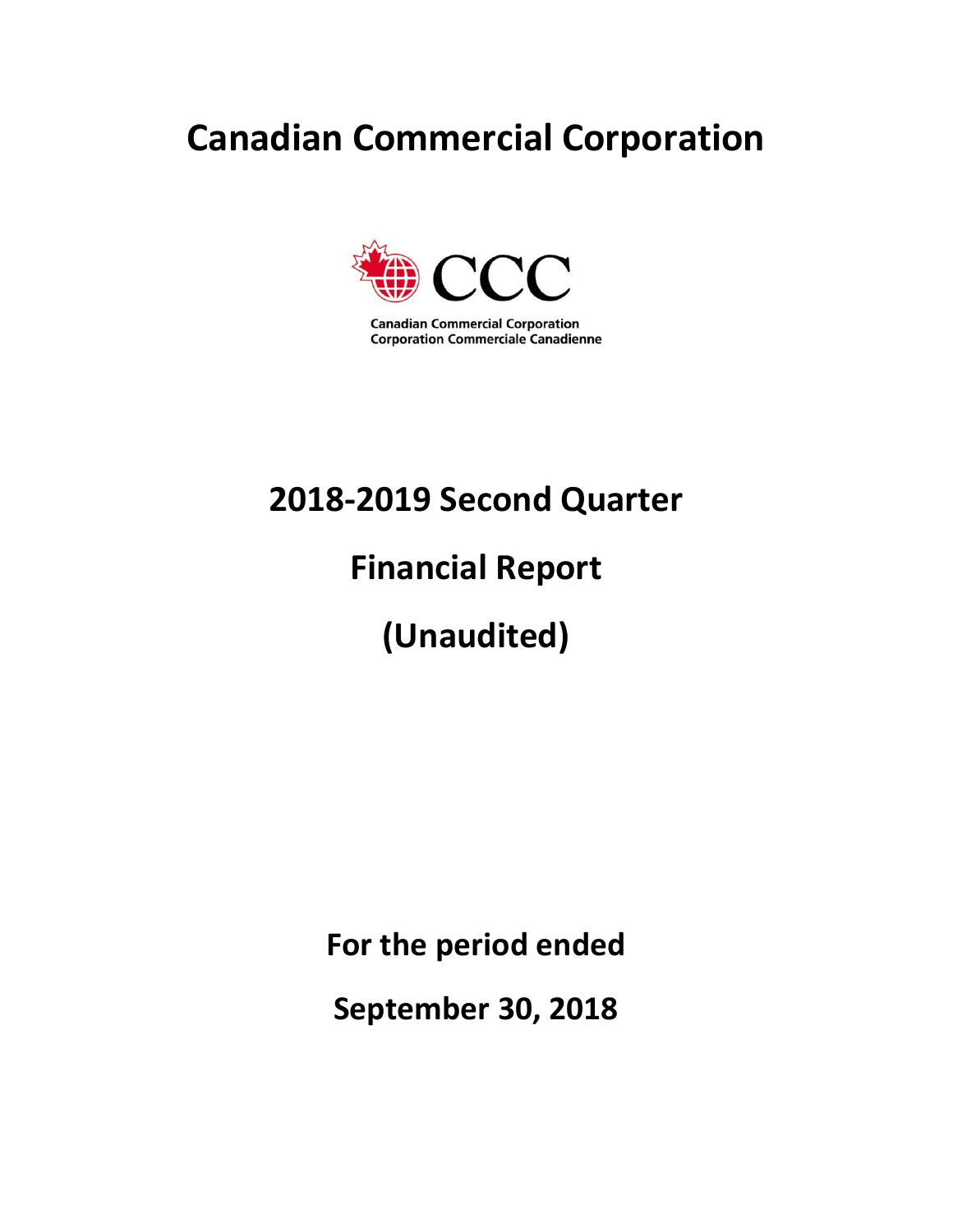# Canadian Commercial Corporation

Canadian Commercial Corporation
Corporation Commerciale Canadienne

## 2018-2019 Second Quarter

## Financial Report

## (Unaudited)

**For the period ended**

**September 30, 2018**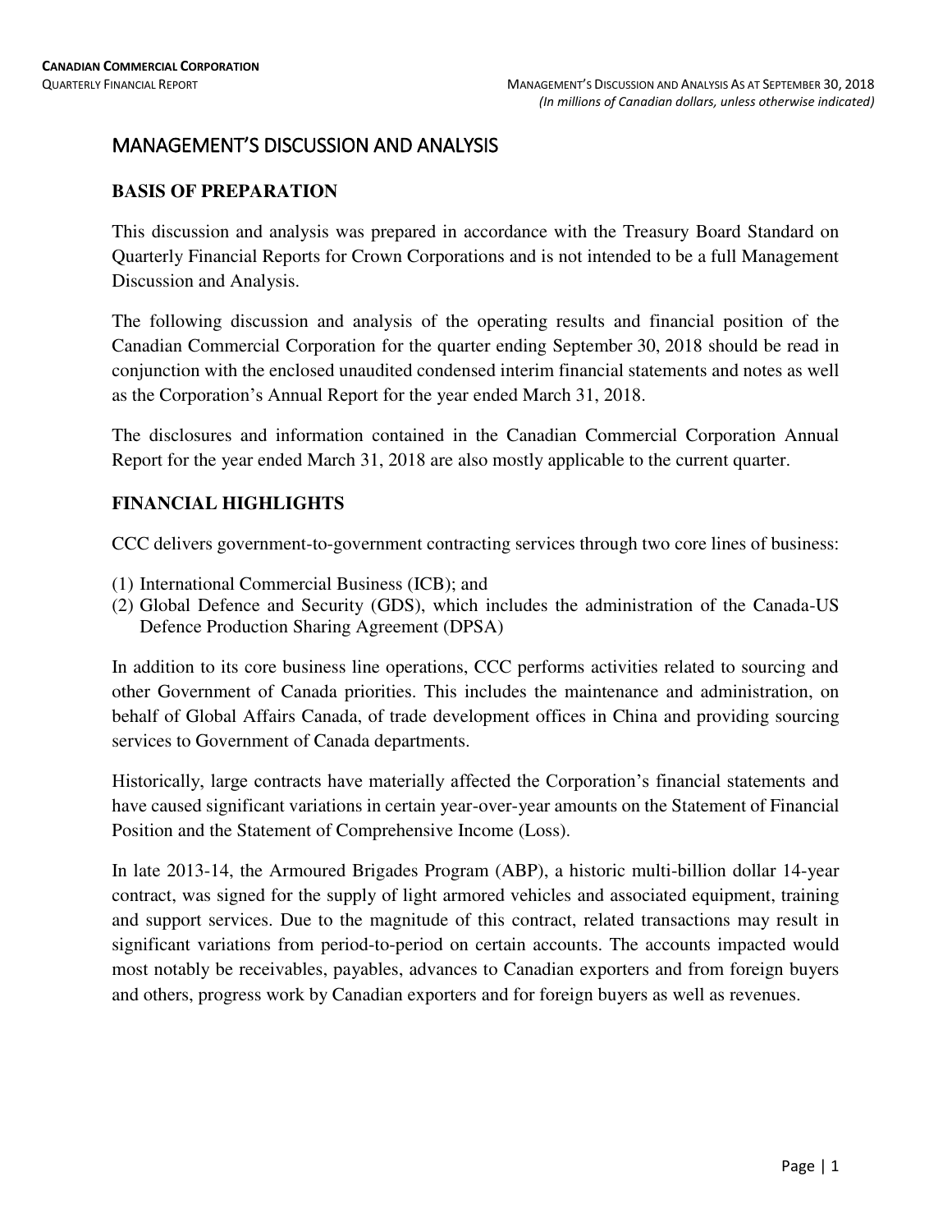# MANAGEMENT'S DISCUSSION AND ANALYSIS

## BASIS OF PREPARATION

This discussion and analysis was prepared in accordance with the Treasury Board Standard on Quarterly Financial Reports for Crown Corporations and is not intended to be a full Management Discussion and Analysis.

The following discussion and analysis of the operating results and financial position of the Canadian Commercial Corporation for the quarter ending September 30, 2018 should be read in conjunction with the enclosed unaudited condensed interim financial statements and notes as well as the Corporation's Annual Report for the year ended March 31, 2018.

The disclosures and information contained in the Canadian Commercial Corporation Annual Report for the year ended March 31, 2018 are also mostly applicable to the current quarter.

## FINANCIAL HIGHLIGHTS

CCC delivers government-to-government contracting services through two core lines of business:

(1) International Commercial Business (ICB); and
(2) Global Defence and Security (GDS), which includes the administration of the Canada-US Defence Production Sharing Agreement (DPSA)

In addition to its core business line operations, CCC performs activities related to sourcing and other Government of Canada priorities. This includes the maintenance and administration, on behalf of Global Affairs Canada, of trade development offices in China and providing sourcing services to Government of Canada departments.

Historically, large contracts have materially affected the Corporation's financial statements and have caused significant variations in certain year-over-year amounts on the Statement of Financial Position and the Statement of Comprehensive Income (Loss).

In late 2013-14, the Armoured Brigades Program (ABP), a historic multi-billion dollar 14-year contract, was signed for the supply of light armored vehicles and associated equipment, training and support services. Due to the magnitude of this contract, related transactions may result in significant variations from period-to-period on certain accounts. The accounts impacted would most notably be receivables, payables, advances to Canadian exporters and from foreign buyers and others, progress work by Canadian exporters and for foreign buyers as well as revenues.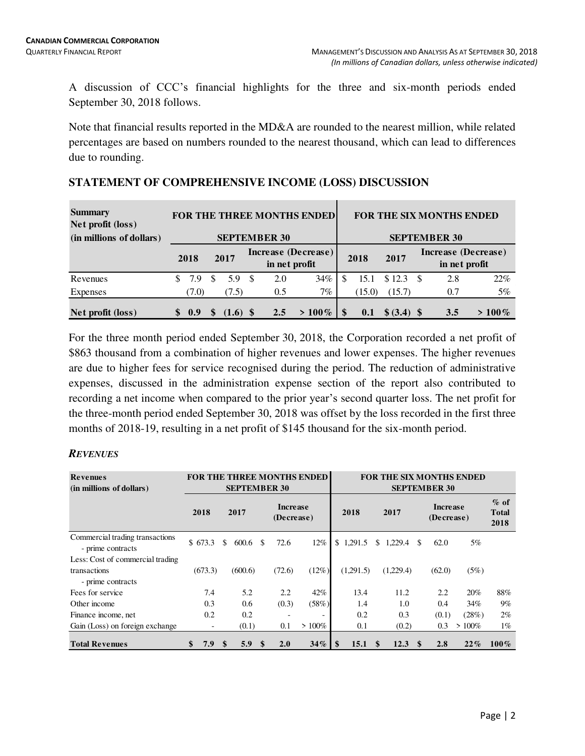A discussion of CCC's financial highlights for the three and six-month periods ended September 30, 2018 follows.

Note that financial results reported in the MD&A are rounded to the nearest million, while related percentages are based on numbers rounded to the nearest thousand, which can lead to differences due to rounding.

## STATEMENT OF COMPREHENSIVE INCOME (LOSS) DISCUSSION

| Summary Net profit (loss) (in millions of dollars) | FOR THE THREE MONTHS ENDED SEPTEMBER 30 | | | | FOR THE SIX MONTHS ENDED SEPTEMBER 30 | | | |
|---|---|---|---|---|---|---|---|---|
| | 2018 | 2017 | Increase (Decrease) in net profit | | 2018 | 2017 | Increase (Decrease) in net profit | |
| Revenues | $ 7.9 | $ 5.9 | $ 2.0 | 34% | $ 15.1 | $ 12.3 | $ 2.8 | 22% |
| Expenses | (7.0) | (7.5) | 0.5 | 7% | (15.0) | (15.7) | 0.7 | 5% |
| **Net profit (loss)** | **$ 0.9** | **$ (1.6)** | **$ 2.5** | **> 100%** | **$ 0.1** | **$ (3.4)** | **$ 3.5** | **> 100%** |

For the three month period ended September 30, 2018, the Corporation recorded a net profit of $863 thousand from a combination of higher revenues and lower expenses. The higher revenues are due to higher fees for service recognised during the period. The reduction of administrative expenses, discussed in the administration expense section of the report also contributed to recording a net income when compared to the prior year's second quarter loss. The net profit for the three-month period ended September 30, 2018 was offset by the loss recorded in the first three months of 2018-19, resulting in a net profit of $145 thousand for the six-month period.

### *REVENUES*

| Revenues (in millions of dollars) | FOR THE THREE MONTHS ENDED SEPTEMBER 30 | | | | FOR THE SIX MONTHS ENDED SEPTEMBER 30 | | | | |
|---|---|---|---|---|---|---|---|---|---|
| | 2018 | 2017 | Increase (Decrease) | | 2018 | 2017 | Increase (Decrease) | | % of Total 2018 |
| Commercial trading transactions - prime contracts | $ 673.3 | $ 600.6 | $ 72.6 | 12% | $ 1,291.5 | $ 1,229.4 | $ 62.0 | 5% | |
| Less: Cost of commercial trading transactions - prime contracts | (673.3) | (600.6) | (72.6) | (12%) | (1,291.5) | (1,229.4) | (62.0) | (5%) | |
| Fees for service | 7.4 | 5.2 | 2.2 | 42% | 13.4 | 11.2 | 2.2 | 20% | 88% |
| Other income | 0.3 | 0.6 | (0.3) | (58%) | 1.4 | 1.0 | 0.4 | 34% | 9% |
| Finance income, net | 0.2 | 0.2 | - | - | 0.2 | 0.3 | (0.1) | (28%) | 2% |
| Gain (Loss) on foreign exchange | - | (0.1) | 0.1 | > 100% | 0.1 | (0.2) | 0.3 | > 100% | 1% |
| **Total Revenues** | **$ 7.9** | **$ 5.9** | **$ 2.0** | **34%** | **$ 15.1** | **$ 12.3** | **$ 2.8** | **22%** | **100%** |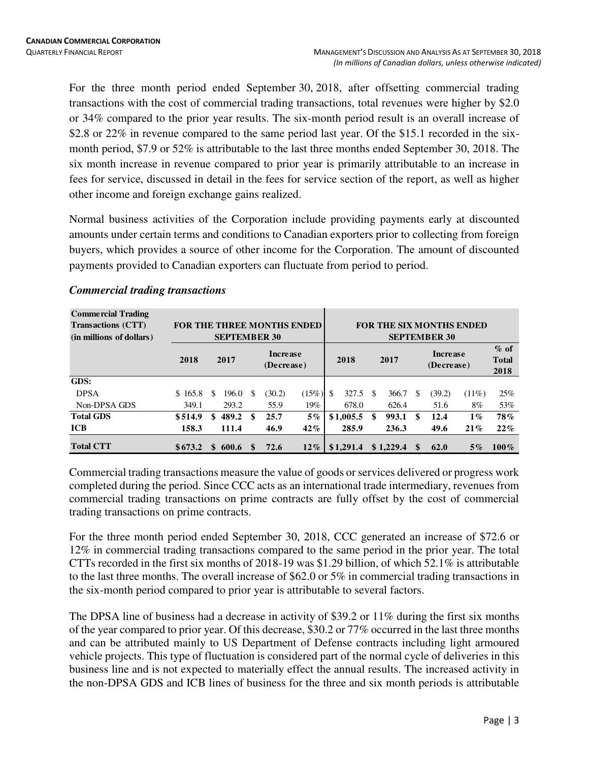For the three month period ended September 30, 2018, after offsetting commercial trading transactions with the cost of commercial trading transactions, total revenues were higher by $2.0 or 34% compared to the prior year results. The six-month period result is an overall increase of $2.8 or 22% in revenue compared to the same period last year. Of the $15.1 recorded in the six-month period, $7.9 or 52% is attributable to the last three months ended September 30, 2018. The six month increase in revenue compared to prior year is primarily attributable to an increase in fees for service, discussed in detail in the fees for service section of the report, as well as higher other income and foreign exchange gains realized.

Normal business activities of the Corporation include providing payments early at discounted amounts under certain terms and conditions to Canadian exporters prior to collecting from foreign buyers, which provides a source of other income for the Corporation. The amount of discounted payments provided to Canadian exporters can fluctuate from period to period.

### *Commercial trading transactions*

| **Commercial Trading Transactions (CTT) (in millions of dollars)** | **FOR THE THREE MONTHS ENDED SEPTEMBER 30** | | | | **FOR THE SIX MONTHS ENDED SEPTEMBER 30** | | | | |
|---|---|---|---|---|---|---|---|---|---|
| | **2018** | **2017** | **Increase (Decrease)** | | **2018** | **2017** | **Increase (Decrease)** | | **% of Total 2018** |
| **GDS:** | | | | | | | | | |
| DPSA | $ 165.8 | $ 196.0 | $ (30.2) | (15%) | $ 327.5 | $ 366.7 | $ (39.2) | (11%) | 25% |
| Non-DPSA GDS | 349.1 | 293.2 | 55.9 | 19% | 678.0 | 626.4 | 51.6 | 8% | 53% |
| **Total GDS** | **$ 514.9** | **$ 489.2** | **$ 25.7** | **5%** | **$ 1,005.5** | **$ 993.1** | **$ 12.4** | **1%** | **78%** |
| **ICB** | **158.3** | **111.4** | **46.9** | **42%** | **285.9** | **236.3** | **49.6** | **21%** | **22%** |
| **Total CTT** | **$ 673.2** | **$ 600.6** | **$ 72.6** | **12%** | **$ 1,291.4** | **$ 1,229.4** | **$ 62.0** | **5%** | **100%** |

Commercial trading transactions measure the value of goods or services delivered or progress work completed during the period. Since CCC acts as an international trade intermediary, revenues from commercial trading transactions on prime contracts are fully offset by the cost of commercial trading transactions on prime contracts.

For the three month period ended September 30, 2018, CCC generated an increase of $72.6 or 12% in commercial trading transactions compared to the same period in the prior year. The total CTTs recorded in the first six months of 2018-19 was $1.29 billion, of which 52.1% is attributable to the last three months. The overall increase of $62.0 or 5% in commercial trading transactions in the six-month period compared to prior year is attributable to several factors.

The DPSA line of business had a decrease in activity of $39.2 or 11% during the first six months of the year compared to prior year. Of this decrease, $30.2 or 77% occurred in the last three months and can be attributed mainly to US Department of Defense contracts including light armoured vehicle projects. This type of fluctuation is considered part of the normal cycle of deliveries in this business line and is not expected to materially effect the annual results. The increased activity in the non-DPSA GDS and ICB lines of business for the three and six month periods is attributable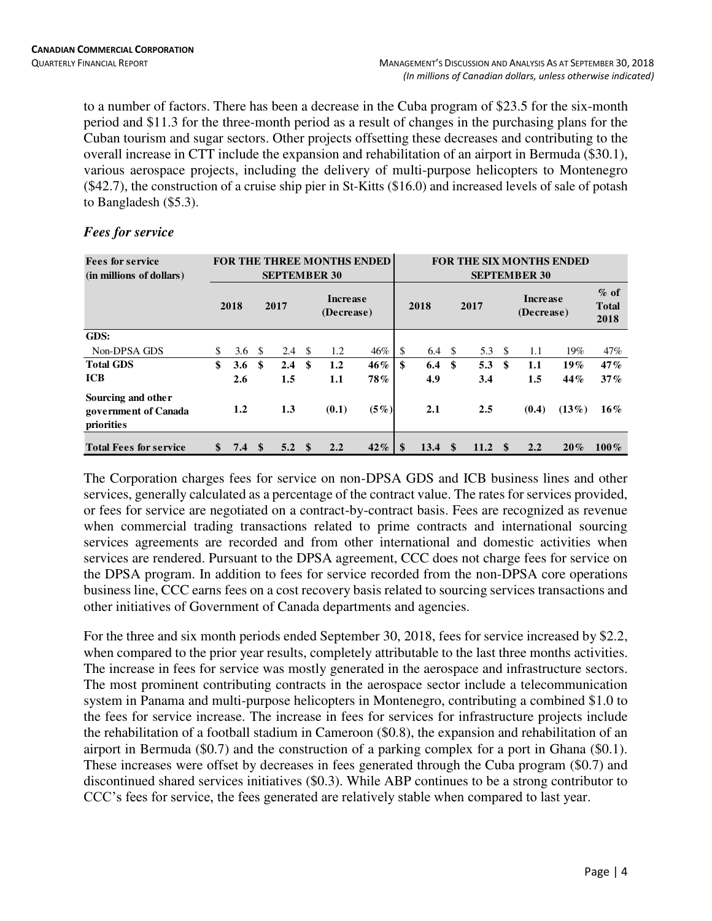to a number of factors. There has been a decrease in the Cuba program of $23.5 for the six-month period and $11.3 for the three-month period as a result of changes in the purchasing plans for the Cuban tourism and sugar sectors. Other projects offsetting these decreases and contributing to the overall increase in CTT include the expansion and rehabilitation of an airport in Bermuda ($30.1), various aerospace projects, including the delivery of multi-purpose helicopters to Montenegro ($42.7), the construction of a cruise ship pier in St-Kitts ($16.0) and increased levels of sale of potash to Bangladesh ($5.3).

### *Fees for service*

| Fees for service (in millions of dollars) | FOR THE THREE MONTHS ENDED SEPTEMBER 30 | | | | FOR THE SIX MONTHS ENDED SEPTEMBER 30 | | | | |
|---|---|---|---|---|---|---|---|---|---|
| | 2018 | 2017 | Increase (Decrease) | | 2018 | 2017 | Increase (Decrease) | | % of Total 2018 |
| **GDS:** | | | | | | | | | |
| Non-DPSA GDS | $ 3.6 | $ 2.4 | $ 1.2 | 46% | $ 6.4 | $ 5.3 | $ 1.1 | 19% | 47% |
| **Total GDS** | **$ 3.6** | **$ 2.4** | **$ 1.2** | **46%** | **$ 6.4** | **$ 5.3** | **$ 1.1** | **19%** | **47%** |
| **ICB** | **2.6** | **1.5** | **1.1** | **78%** | **4.9** | **3.4** | **1.5** | **44%** | **37%** |
| **Sourcing and other government of Canada priorities** | **1.2** | **1.3** | **(0.1)** | **(5%)** | **2.1** | **2.5** | **(0.4)** | **(13%)** | **16%** |
| **Total Fees for service** | **$ 7.4** | **$ 5.2** | **$ 2.2** | **42%** | **$ 13.4** | **$ 11.2** | **$ 2.2** | **20%** | **100%** |

The Corporation charges fees for service on non-DPSA GDS and ICB business lines and other services, generally calculated as a percentage of the contract value. The rates for services provided, or fees for service are negotiated on a contract-by-contract basis. Fees are recognized as revenue when commercial trading transactions related to prime contracts and international sourcing services agreements are recorded and from other international and domestic activities when services are rendered. Pursuant to the DPSA agreement, CCC does not charge fees for service on the DPSA program. In addition to fees for service recorded from the non-DPSA core operations business line, CCC earns fees on a cost recovery basis related to sourcing services transactions and other initiatives of Government of Canada departments and agencies.

For the three and six month periods ended September 30, 2018, fees for service increased by $2.2, when compared to the prior year results, completely attributable to the last three months activities. The increase in fees for service was mostly generated in the aerospace and infrastructure sectors. The most prominent contributing contracts in the aerospace sector include a telecommunication system in Panama and multi-purpose helicopters in Montenegro, contributing a combined $1.0 to the fees for service increase. The increase in fees for services for infrastructure projects include the rehabilitation of a football stadium in Cameroon ($0.8), the expansion and rehabilitation of an airport in Bermuda ($0.7) and the construction of a parking complex for a port in Ghana ($0.1). These increases were offset by decreases in fees generated through the Cuba program ($0.7) and discontinued shared services initiatives ($0.3). While ABP continues to be a strong contributor to CCC's fees for service, the fees generated are relatively stable when compared to last year.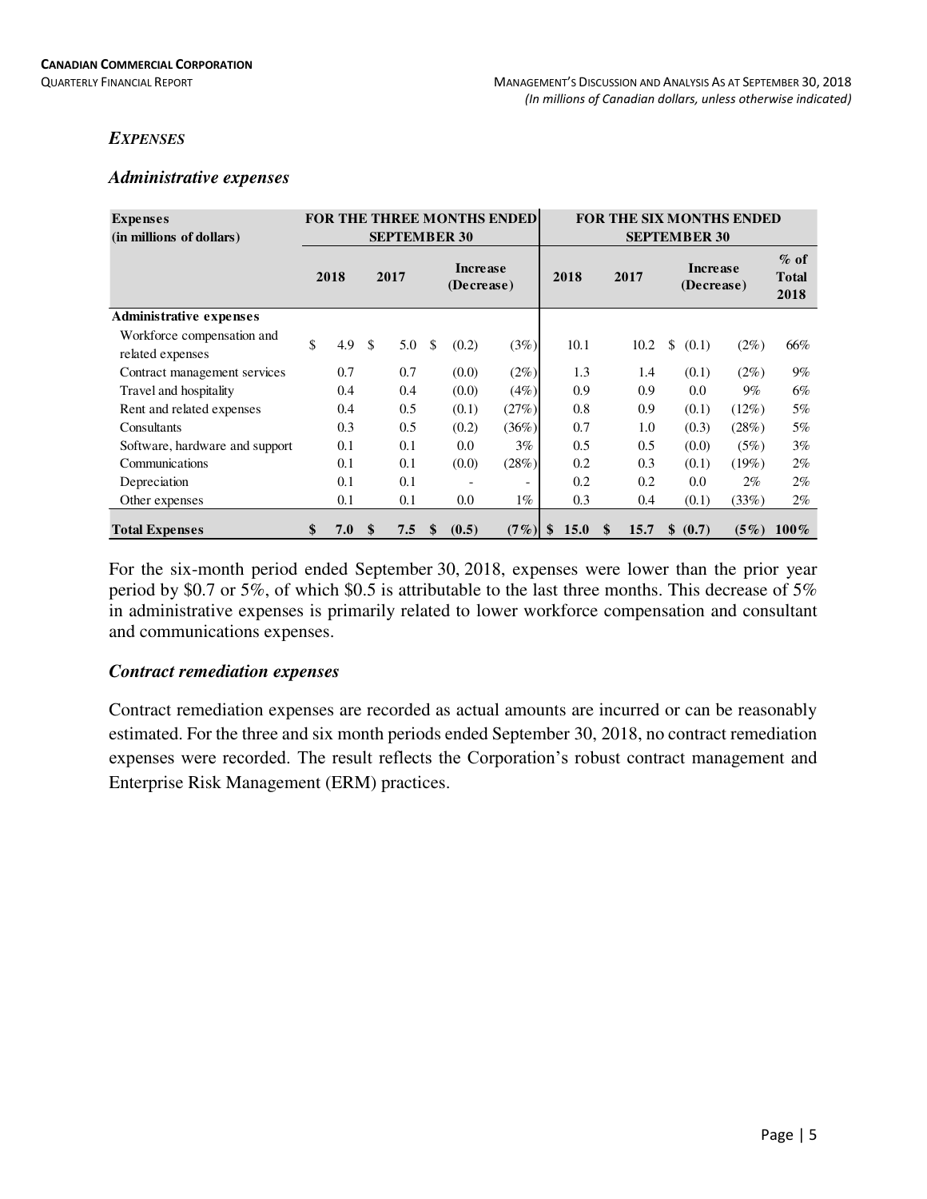### *EXPENSES*

### *Administrative expenses*

| Expenses (in millions of dollars) | FOR THE THREE MONTHS ENDED SEPTEMBER 30 | | | | FOR THE SIX MONTHS ENDED SEPTEMBER 30 | | | | |
|---|---|---|---|---|---|---|---|---|---|
| | 2018 | 2017 | Increase (Decrease) | | 2018 | 2017 | Increase (Decrease) | | % of Total 2018 |
| **Administrative expenses** | | | | | | | | | |
| Workforce compensation and related expenses | $ 4.9 | $ 5.0 | $ (0.2) | (3%) | 10.1 | 10.2 | $ (0.1) | (2%) | 66% |
| Contract management services | 0.7 | 0.7 | (0.0) | (2%) | 1.3 | 1.4 | (0.1) | (2%) | 9% |
| Travel and hospitality | 0.4 | 0.4 | (0.0) | (4%) | 0.9 | 0.9 | 0.0 | 9% | 6% |
| Rent and related expenses | 0.4 | 0.5 | (0.1) | (27%) | 0.8 | 0.9 | (0.1) | (12%) | 5% |
| Consultants | 0.3 | 0.5 | (0.2) | (36%) | 0.7 | 1.0 | (0.3) | (28%) | 5% |
| Software, hardware and support | 0.1 | 0.1 | 0.0 | 3% | 0.5 | 0.5 | (0.0) | (5%) | 3% |
| Communications | 0.1 | 0.1 | (0.0) | (28%) | 0.2 | 0.3 | (0.1) | (19%) | 2% |
| Depreciation | 0.1 | 0.1 | - | - | 0.2 | 0.2 | 0.0 | 2% | 2% |
| Other expenses | 0.1 | 0.1 | 0.0 | 1% | 0.3 | 0.4 | (0.1) | (33%) | 2% |
| **Total Expenses** | **$ 7.0** | **$ 7.5** | **$ (0.5)** | **(7%)** | **$ 15.0** | **$ 15.7** | **$ (0.7)** | **(5%)** | **100%** |

For the six-month period ended September 30, 2018, expenses were lower than the prior year period by $0.7 or 5%, of which $0.5 is attributable to the last three months. This decrease of 5% in administrative expenses is primarily related to lower workforce compensation and consultant and communications expenses.

### *Contract remediation expenses*

Contract remediation expenses are recorded as actual amounts are incurred or can be reasonably estimated. For the three and six month periods ended September 30, 2018, no contract remediation expenses were recorded. The result reflects the Corporation's robust contract management and Enterprise Risk Management (ERM) practices.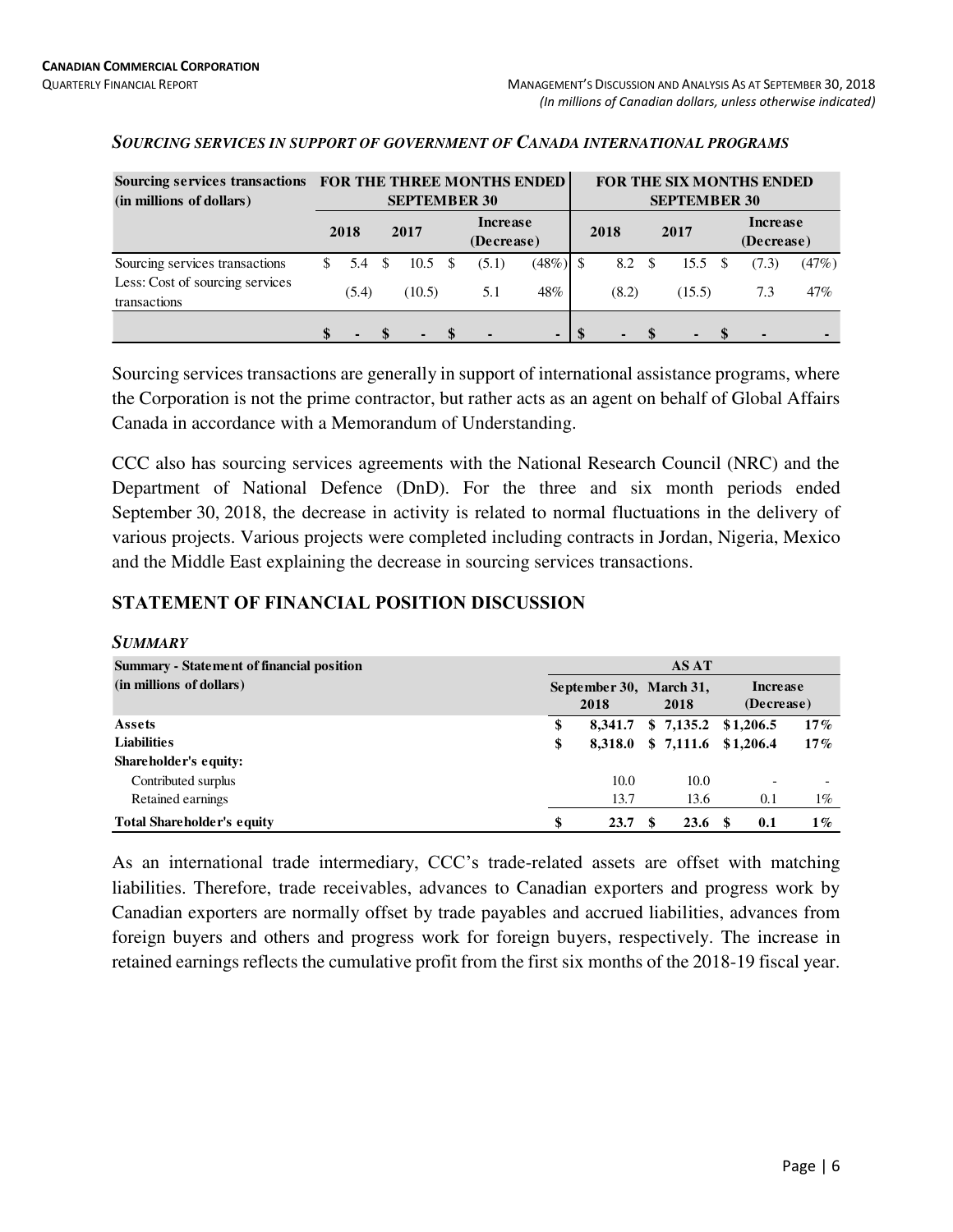### *SOURCING SERVICES IN SUPPORT OF GOVERNMENT OF CANADA INTERNATIONAL PROGRAMS*

| Sourcing services transactions (in millions of dollars) | FOR THE THREE MONTHS ENDED SEPTEMBER 30 | | | | FOR THE SIX MONTHS ENDED SEPTEMBER 30 | | | |
|---|---|---|---|---|---|---|---|---|
| | 2018 | 2017 | Increase (Decrease) | | 2018 | 2017 | Increase (Decrease) | |
| Sourcing services transactions | $ 5.4 | $ 10.5 | $ (5.1) | (48%) | $ 8.2 | $ 15.5 | $ (7.3) | (47%) |
| Less: Cost of sourcing services transactions | (5.4) | (10.5) | 5.1 | 48% | (8.2) | (15.5) | 7.3 | 47% |
| | $ - | $ - | $ - | - | $ - | $ - | $ - | - |

Sourcing services transactions are generally in support of international assistance programs, where the Corporation is not the prime contractor, but rather acts as an agent on behalf of Global Affairs Canada in accordance with a Memorandum of Understanding.

CCC also has sourcing services agreements with the National Research Council (NRC) and the Department of National Defence (DnD). For the three and six month periods ended September 30, 2018, the decrease in activity is related to normal fluctuations in the delivery of various projects. Various projects were completed including contracts in Jordan, Nigeria, Mexico and the Middle East explaining the decrease in sourcing services transactions.

## STATEMENT OF FINANCIAL POSITION DISCUSSION

### *SUMMARY*

| Summary - Statement of financial position (in millions of dollars) | AS AT | | | |
|---|---|---|---|---|
| | September 30, 2018 | March 31, 2018 | Increase (Decrease) | |
| **Assets** | **$ 8,341.7** | **$ 7,135.2** | **$1,206.5** | **17%** |
| **Liabilities** | **$ 8,318.0** | **$ 7,111.6** | **$1,206.4** | **17%** |
| **Shareholder's equity:** | | | | |
| Contributed surplus | 10.0 | 10.0 | - | - |
| Retained earnings | 13.7 | 13.6 | 0.1 | 1% |
| **Total Shareholder's equity** | **$ 23.7** | **$ 23.6** | **$ 0.1** | **1%** |

As an international trade intermediary, CCC's trade-related assets are offset with matching liabilities. Therefore, trade receivables, advances to Canadian exporters and progress work by Canadian exporters are normally offset by trade payables and accrued liabilities, advances from foreign buyers and others and progress work for foreign buyers, respectively. The increase in retained earnings reflects the cumulative profit from the first six months of the 2018-19 fiscal year.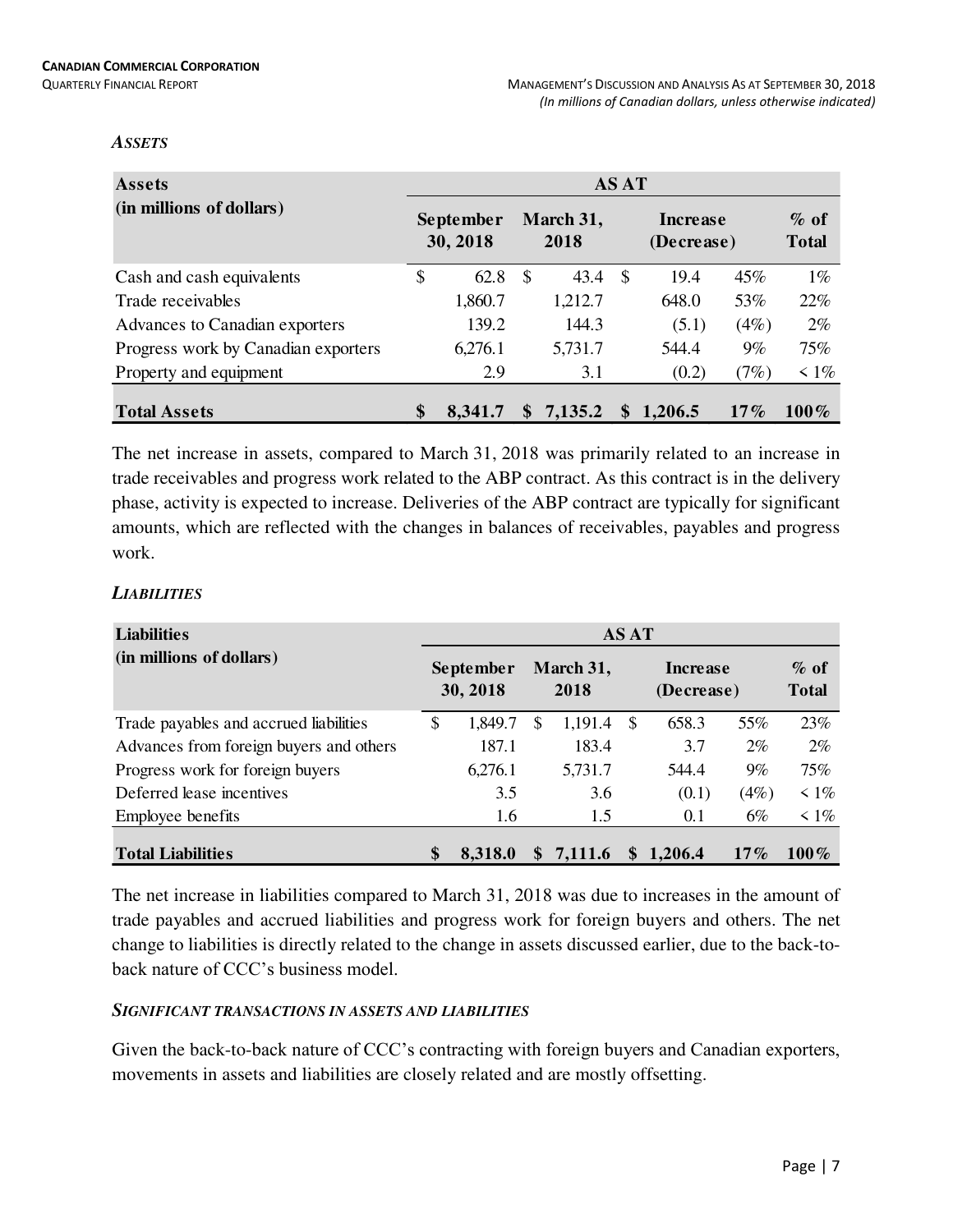### *ASSETS*

| Assets (in millions of dollars) | AS AT | | | | |
|---|---|---|---|---|---|
| | September 30, 2018 | March 31, 2018 | Increase (Decrease) | | % of Total |
| Cash and cash equivalents | $ 62.8 | $ 43.4 | $ 19.4 | 45% | 1% |
| Trade receivables | 1,860.7 | 1,212.7 | 648.0 | 53% | 22% |
| Advances to Canadian exporters | 139.2 | 144.3 | (5.1) | (4%) | 2% |
| Progress work by Canadian exporters | 6,276.1 | 5,731.7 | 544.4 | 9% | 75% |
| Property and equipment | 2.9 | 3.1 | (0.2) | (7%) | < 1% |
| **Total Assets** | **$ 8,341.7** | **$ 7,135.2** | **$ 1,206.5** | **17%** | **100%** |

The net increase in assets, compared to March 31, 2018 was primarily related to an increase in trade receivables and progress work related to the ABP contract. As this contract is in the delivery phase, activity is expected to increase. Deliveries of the ABP contract are typically for significant amounts, which are reflected with the changes in balances of receivables, payables and progress work.

### *LIABILITIES*

| Liabilities (in millions of dollars) | AS AT | | | | |
|---|---|---|---|---|---|
| | September 30, 2018 | March 31, 2018 | Increase (Decrease) | | % of Total |
| Trade payables and accrued liabilities | $ 1,849.7 | $ 1,191.4 | $ 658.3 | 55% | 23% |
| Advances from foreign buyers and others | 187.1 | 183.4 | 3.7 | 2% | 2% |
| Progress work for foreign buyers | 6,276.1 | 5,731.7 | 544.4 | 9% | 75% |
| Deferred lease incentives | 3.5 | 3.6 | (0.1) | (4%) | < 1% |
| Employee benefits | 1.6 | 1.5 | 0.1 | 6% | < 1% |
| **Total Liabilities** | **$ 8,318.0** | **$ 7,111.6** | **$ 1,206.4** | **17%** | **100%** |

The net increase in liabilities compared to March 31, 2018 was due to increases in the amount of trade payables and accrued liabilities and progress work for foreign buyers and others. The net change to liabilities is directly related to the change in assets discussed earlier, due to the back-to-back nature of CCC's business model.

### *SIGNIFICANT TRANSACTIONS IN ASSETS AND LIABILITIES*

Given the back-to-back nature of CCC's contracting with foreign buyers and Canadian exporters, movements in assets and liabilities are closely related and are mostly offsetting.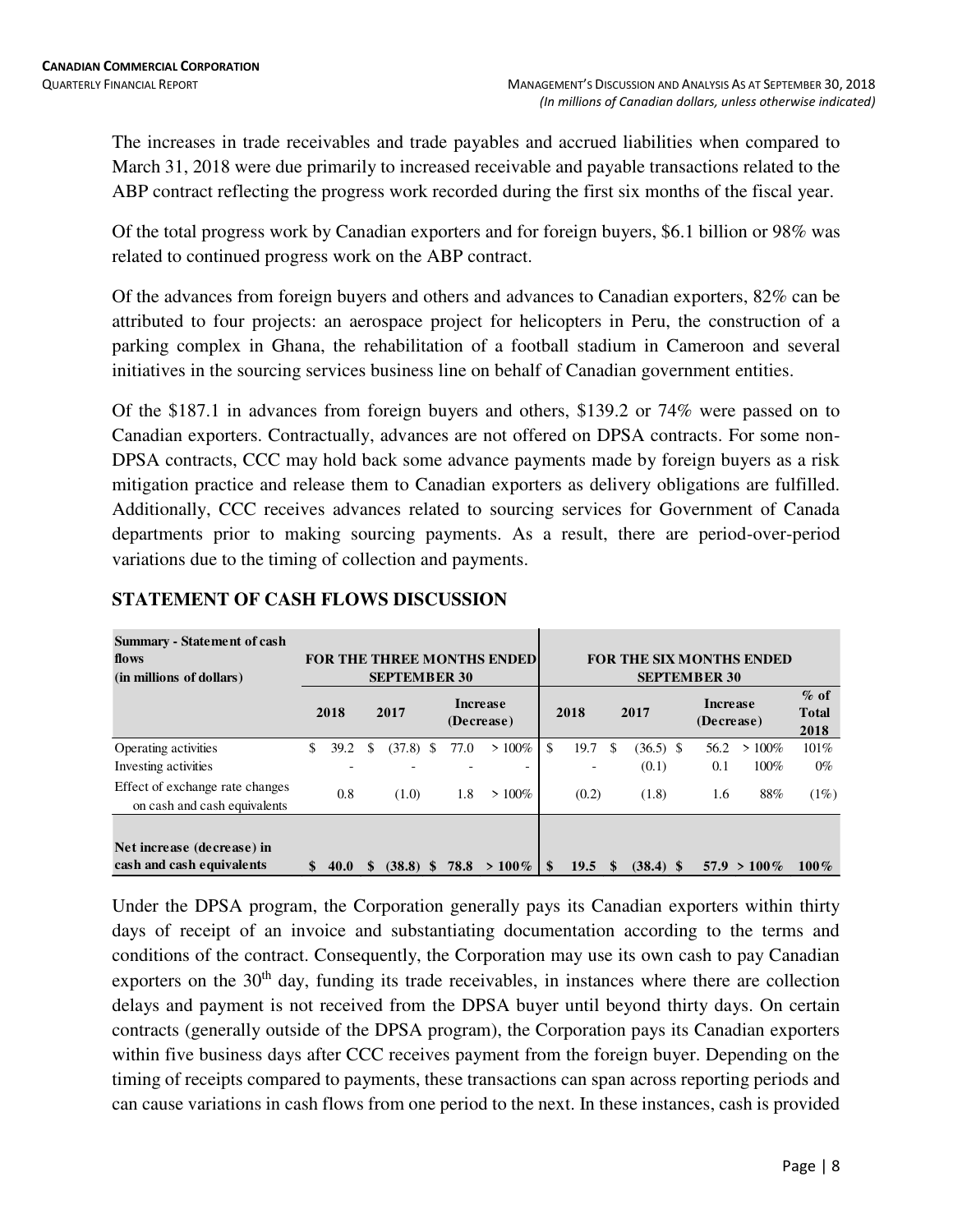The increases in trade receivables and trade payables and accrued liabilities when compared to March 31, 2018 were due primarily to increased receivable and payable transactions related to the ABP contract reflecting the progress work recorded during the first six months of the fiscal year.

Of the total progress work by Canadian exporters and for foreign buyers, $6.1 billion or 98% was related to continued progress work on the ABP contract.

Of the advances from foreign buyers and others and advances to Canadian exporters, 82% can be attributed to four projects: an aerospace project for helicopters in Peru, the construction of a parking complex in Ghana, the rehabilitation of a football stadium in Cameroon and several initiatives in the sourcing services business line on behalf of Canadian government entities.

Of the $187.1 in advances from foreign buyers and others, $139.2 or 74% were passed on to Canadian exporters. Contractually, advances are not offered on DPSA contracts. For some non-DPSA contracts, CCC may hold back some advance payments made by foreign buyers as a risk mitigation practice and release them to Canadian exporters as delivery obligations are fulfilled. Additionally, CCC receives advances related to sourcing services for Government of Canada departments prior to making sourcing payments. As a result, there are period-over-period variations due to the timing of collection and payments.

## STATEMENT OF CASH FLOWS DISCUSSION

| Summary - Statement of cash flows (in millions of dollars) | FOR THE THREE MONTHS ENDED SEPTEMBER 30 | | | | FOR THE SIX MONTHS ENDED SEPTEMBER 30 | | | | |
|---|---|---|---|---|---|---|---|---|---|
| | 2018 | 2017 | Increase (Decrease) | | 2018 | 2017 | Increase (Decrease) | | % of Total 2018 |
| Operating activities | $ 39.2 | $ (37.8) | $ 77.0 | > 100% | $ 19.7 | $ (36.5) | $ 56.2 | > 100% | 101% |
| Investing activities | - | - | - | - | - | (0.1) | 0.1 | 100% | 0% |
| Effect of exchange rate changes on cash and cash equivalents | 0.8 | (1.0) | 1.8 | > 100% | (0.2) | (1.8) | 1.6 | 88% | (1%) |
| **Net increase (decrease) in cash and cash equivalents** | **$ 40.0** | **$ (38.8)** | **$ 78.8** | **> 100%** | **$ 19.5** | **$ (38.4)** | **$ 57.9** | **> 100%** | **100%** |

Under the DPSA program, the Corporation generally pays its Canadian exporters within thirty days of receipt of an invoice and substantiating documentation according to the terms and conditions of the contract. Consequently, the Corporation may use its own cash to pay Canadian exporters on the 30th day, funding its trade receivables, in instances where there are collection delays and payment is not received from the DPSA buyer until beyond thirty days. On certain contracts (generally outside of the DPSA program), the Corporation pays its Canadian exporters within five business days after CCC receives payment from the foreign buyer. Depending on the timing of receipts compared to payments, these transactions can span across reporting periods and can cause variations in cash flows from one period to the next. In these instances, cash is provided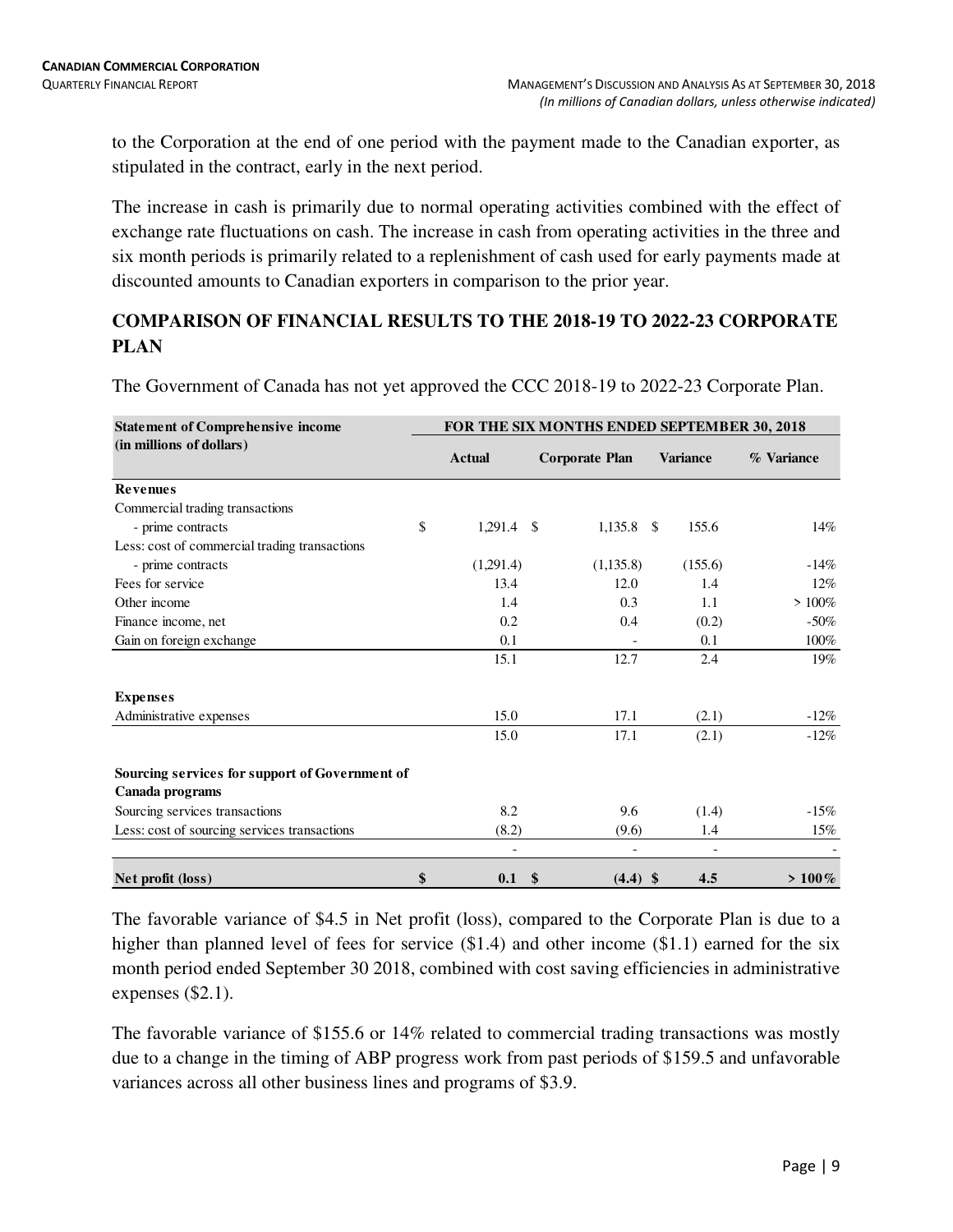to the Corporation at the end of one period with the payment made to the Canadian exporter, as stipulated in the contract, early in the next period.

The increase in cash is primarily due to normal operating activities combined with the effect of exchange rate fluctuations on cash. The increase in cash from operating activities in the three and six month periods is primarily related to a replenishment of cash used for early payments made at discounted amounts to Canadian exporters in comparison to the prior year.

## COMPARISON OF FINANCIAL RESULTS TO THE 2018-19 TO 2022-23 CORPORATE PLAN

The Government of Canada has not yet approved the CCC 2018-19 to 2022-23 Corporate Plan.

| Statement of Comprehensive income (in millions of dollars) | FOR THE SIX MONTHS ENDED SEPTEMBER 30, 2018 | | | |
|---|---|---|---|---|
| | Actual | Corporate Plan | Variance | % Variance |
| **Revenues** | | | | |
| Commercial trading transactions | | | | |
| - prime contracts | $ 1,291.4 | $ 1,135.8 | $ 155.6 | 14% |
| Less: cost of commercial trading transactions | | | | |
| - prime contracts | (1,291.4) | (1,135.8) | (155.6) | -14% |
| Fees for service | 13.4 | 12.0 | 1.4 | 12% |
| Other income | 1.4 | 0.3 | 1.1 | > 100% |
| Finance income, net | 0.2 | 0.4 | (0.2) | -50% |
| Gain on foreign exchange | 0.1 | - | 0.1 | 100% |
| | 15.1 | 12.7 | 2.4 | 19% |
| **Expenses** | | | | |
| Administrative expenses | 15.0 | 17.1 | (2.1) | -12% |
| | 15.0 | 17.1 | (2.1) | -12% |
| **Sourcing services for support of Government of Canada programs** | | | | |
| Sourcing services transactions | 8.2 | 9.6 | (1.4) | -15% |
| Less: cost of sourcing services transactions | (8.2) | (9.6) | 1.4 | 15% |
| | - | - | - | - |
| **Net profit (loss)** | **$ 0.1** | **$ (4.4)** | **$ 4.5** | **> 100%** |

The favorable variance of $4.5 in Net profit (loss), compared to the Corporate Plan is due to a higher than planned level of fees for service ($1.4) and other income ($1.1) earned for the six month period ended September 30 2018, combined with cost saving efficiencies in administrative expenses ($2.1).

The favorable variance of $155.6 or 14% related to commercial trading transactions was mostly due to a change in the timing of ABP progress work from past periods of $159.5 and unfavorable variances across all other business lines and programs of $3.9.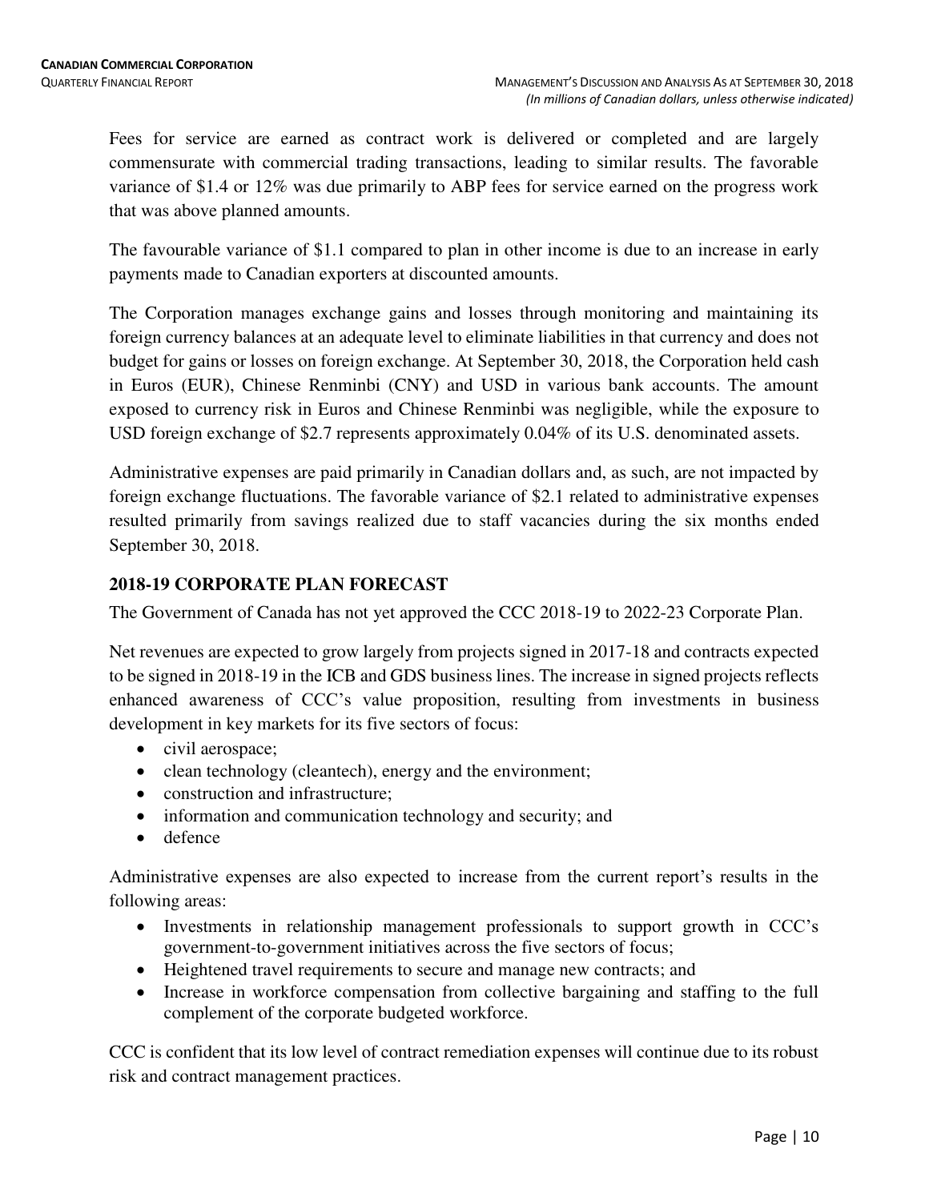Fees for service are earned as contract work is delivered or completed and are largely commensurate with commercial trading transactions, leading to similar results. The favorable variance of $1.4 or 12% was due primarily to ABP fees for service earned on the progress work that was above planned amounts.

The favourable variance of $1.1 compared to plan in other income is due to an increase in early payments made to Canadian exporters at discounted amounts.

The Corporation manages exchange gains and losses through monitoring and maintaining its foreign currency balances at an adequate level to eliminate liabilities in that currency and does not budget for gains or losses on foreign exchange. At September 30, 2018, the Corporation held cash in Euros (EUR), Chinese Renminbi (CNY) and USD in various bank accounts. The amount exposed to currency risk in Euros and Chinese Renminbi was negligible, while the exposure to USD foreign exchange of $2.7 represents approximately 0.04% of its U.S. denominated assets.

Administrative expenses are paid primarily in Canadian dollars and, as such, are not impacted by foreign exchange fluctuations. The favorable variance of $2.1 related to administrative expenses resulted primarily from savings realized due to staff vacancies during the six months ended September 30, 2018.

## 2018-19 CORPORATE PLAN FORECAST

The Government of Canada has not yet approved the CCC 2018-19 to 2022-23 Corporate Plan.

Net revenues are expected to grow largely from projects signed in 2017-18 and contracts expected to be signed in 2018-19 in the ICB and GDS business lines. The increase in signed projects reflects enhanced awareness of CCC's value proposition, resulting from investments in business development in key markets for its five sectors of focus:

- civil aerospace;
- clean technology (cleantech), energy and the environment;
- construction and infrastructure;
- information and communication technology and security; and
- defence

Administrative expenses are also expected to increase from the current report's results in the following areas:

- Investments in relationship management professionals to support growth in CCC's government-to-government initiatives across the five sectors of focus;
- Heightened travel requirements to secure and manage new contracts; and
- Increase in workforce compensation from collective bargaining and staffing to the full complement of the corporate budgeted workforce.

CCC is confident that its low level of contract remediation expenses will continue due to its robust risk and contract management practices.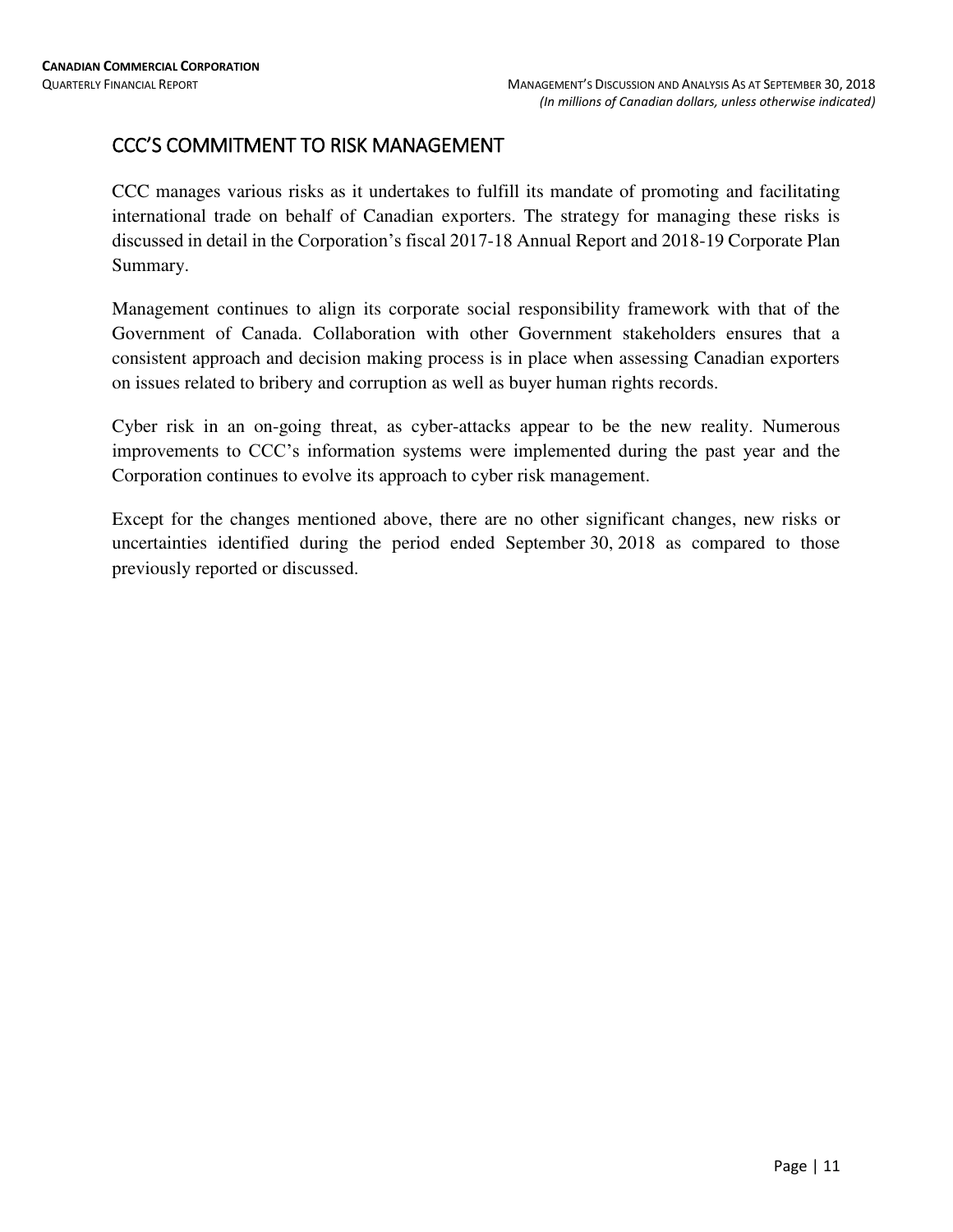## CCC'S COMMITMENT TO RISK MANAGEMENT

CCC manages various risks as it undertakes to fulfill its mandate of promoting and facilitating international trade on behalf of Canadian exporters. The strategy for managing these risks is discussed in detail in the Corporation's fiscal 2017-18 Annual Report and 2018-19 Corporate Plan Summary.

Management continues to align its corporate social responsibility framework with that of the Government of Canada. Collaboration with other Government stakeholders ensures that a consistent approach and decision making process is in place when assessing Canadian exporters on issues related to bribery and corruption as well as buyer human rights records.

Cyber risk in an on-going threat, as cyber-attacks appear to be the new reality. Numerous improvements to CCC's information systems were implemented during the past year and the Corporation continues to evolve its approach to cyber risk management.

Except for the changes mentioned above, there are no other significant changes, new risks or uncertainties identified during the period ended September 30, 2018 as compared to those previously reported or discussed.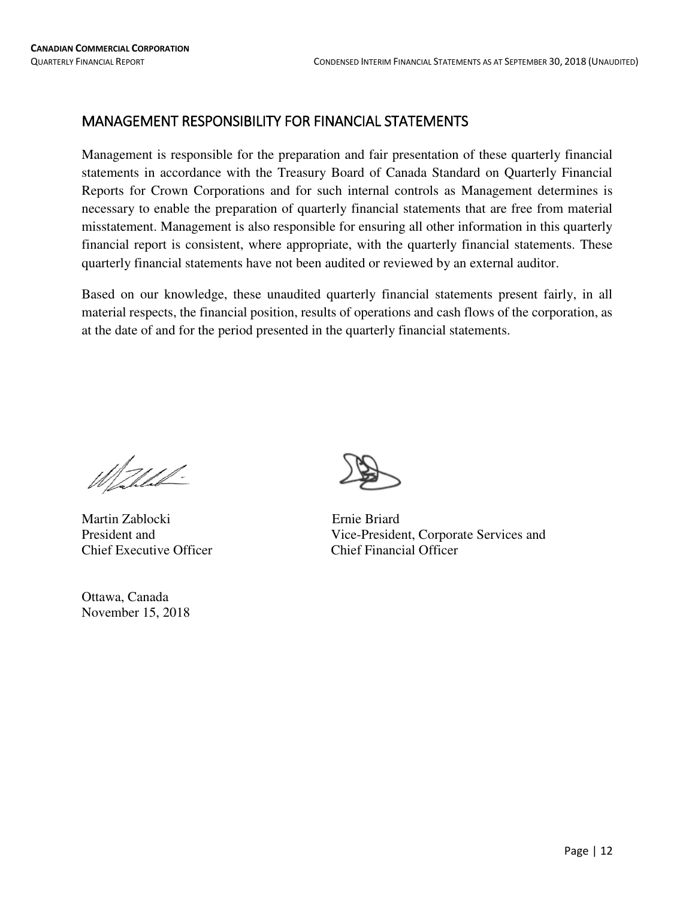## MANAGEMENT RESPONSIBILITY FOR FINANCIAL STATEMENTS

Management is responsible for the preparation and fair presentation of these quarterly financial statements in accordance with the Treasury Board of Canada Standard on Quarterly Financial Reports for Crown Corporations and for such internal controls as Management determines is necessary to enable the preparation of quarterly financial statements that are free from material misstatement. Management is also responsible for ensuring all other information in this quarterly financial report is consistent, where appropriate, with the quarterly financial statements. These quarterly financial statements have not been audited or reviewed by an external auditor.

Based on our knowledge, these unaudited quarterly financial statements present fairly, in all material respects, the financial position, results of operations and cash flows of the corporation, as at the date of and for the period presented in the quarterly financial statements.

Martin Zablocki
President and
Chief Executive Officer

Ernie Briard
Vice-President, Corporate Services and
Chief Financial Officer

Ottawa, Canada
November 15, 2018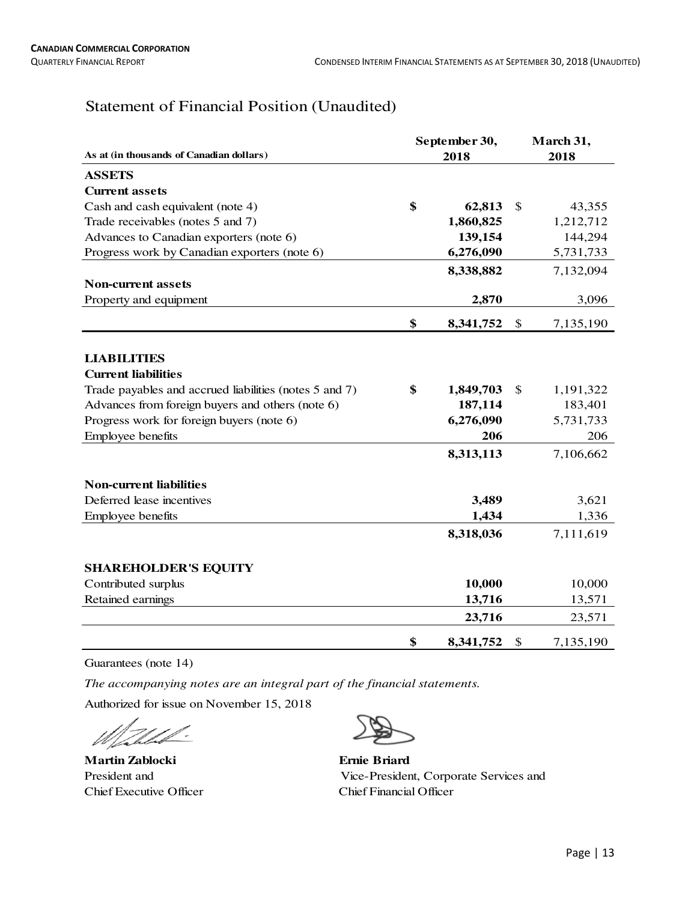# Statement of Financial Position (Unaudited)

| As at (in thousands of Canadian dollars) | September 30, 2018 | March 31, 2018 |
|---|---|---|
| **ASSETS** | | |
| **Current assets** | | |
| Cash and cash equivalent (note 4) | **$ 62,813** | $ 43,355 |
| Trade receivables (notes 5 and 7) | **1,860,825** | 1,212,712 |
| Advances to Canadian exporters (note 6) | **139,154** | 144,294 |
| Progress work by Canadian exporters (note 6) | **6,276,090** | 5,731,733 |
| | **8,338,882** | 7,132,094 |
| **Non-current assets** | | |
| Property and equipment | **2,870** | 3,096 |
| | **$ 8,341,752** | $ 7,135,190 |
| **LIABILITIES** | | |
| **Current liabilities** | | |
| Trade payables and accrued liabilities (notes 5 and 7) | **$ 1,849,703** | $ 1,191,322 |
| Advances from foreign buyers and others (note 6) | **187,114** | 183,401 |
| Progress work for foreign buyers (note 6) | **6,276,090** | 5,731,733 |
| Employee benefits | **206** | 206 |
| | **8,313,113** | 7,106,662 |
| **Non-current liabilities** | | |
| Deferred lease incentives | **3,489** | 3,621 |
| Employee benefits | **1,434** | 1,336 |
| | **8,318,036** | 7,111,619 |
| **SHAREHOLDER'S EQUITY** | | |
| Contributed surplus | **10,000** | 10,000 |
| Retained earnings | **13,716** | 13,571 |
| | **23,716** | 23,571 |
| | **$ 8,341,752** | $ 7,135,190 |

Guarantees (note 14)

*The accompanying notes are an integral part of the financial statements.*

Authorized for issue on November 15, 2018

**Martin Zablocki**
President and
Chief Executive Officer

**Ernie Briard**
Vice-President, Corporate Services and
Chief Financial Officer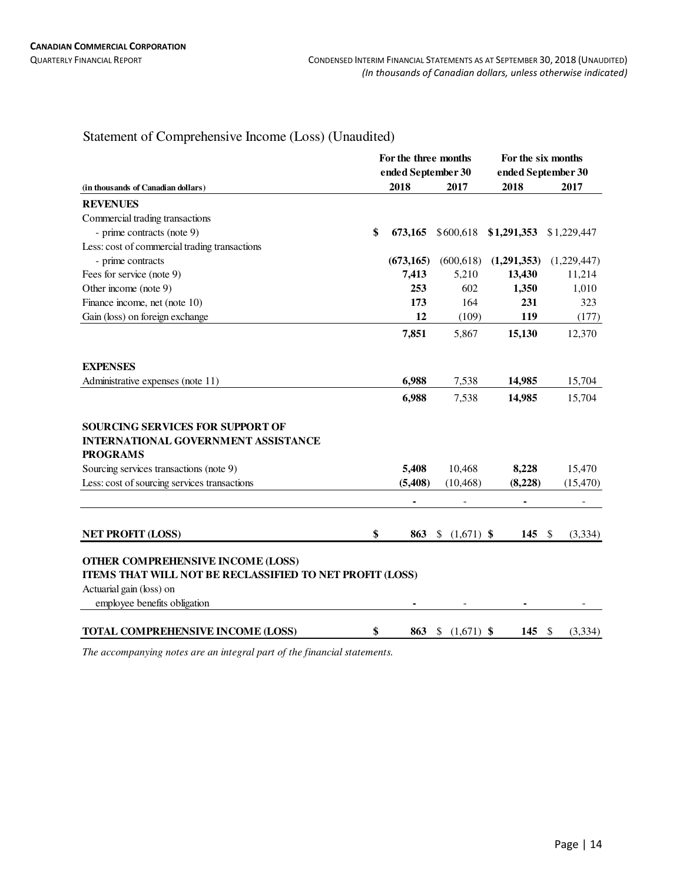## Statement of Comprehensive Income (Loss) (Unaudited)

| (in thousands of Canadian dollars) | For the three months ended September 30 2018 | For the three months ended September 30 2017 | For the six months ended September 30 2018 | For the six months ended September 30 2017 |
|---|---|---|---|---|
| **REVENUES** | | | | |
| Commercial trading transactions | | | | |
| - prime contracts (note 9) | **$ 673,165** | $600,618 | **$1,291,353** | $1,229,447 |
| Less: cost of commercial trading transactions | | | | |
| - prime contracts | **(673,165)** | (600,618) | **(1,291,353)** | (1,229,447) |
| Fees for service (note 9) | **7,413** | 5,210 | **13,430** | 11,214 |
| Other income (note 9) | **253** | 602 | **1,350** | 1,010 |
| Finance income, net (note 10) | **173** | 164 | **231** | 323 |
| Gain (loss) on foreign exchange | **12** | (109) | **119** | (177) |
| | **7,851** | 5,867 | **15,130** | 12,370 |
| **EXPENSES** | | | | |
| Administrative expenses (note 11) | **6,988** | 7,538 | **14,985** | 15,704 |
| | **6,988** | 7,538 | **14,985** | 15,704 |
| **SOURCING SERVICES FOR SUPPORT OF INTERNATIONAL GOVERNMENT ASSISTANCE PROGRAMS** | | | | |
| Sourcing services transactions (note 9) | **5,408** | 10,468 | **8,228** | 15,470 |
| Less: cost of sourcing services transactions | **(5,408)** | (10,468) | **(8,228)** | (15,470) |
| | **-** | - | **-** | - |
| **NET PROFIT (LOSS)** | **$ 863** | $ (1,671) | **$ 145** | $ (3,334) |
| **OTHER COMPREHENSIVE INCOME (LOSS)** | | | | |
| **ITEMS THAT WILL NOT BE RECLASSIFIED TO NET PROFIT (LOSS)** | | | | |
| Actuarial gain (loss) on employee benefits obligation | **-** | - | **-** | - |
| **TOTAL COMPREHENSIVE INCOME (LOSS)** | **$ 863** | $ (1,671) | **$ 145** | $ (3,334) |

*The accompanying notes are an integral part of the financial statements.*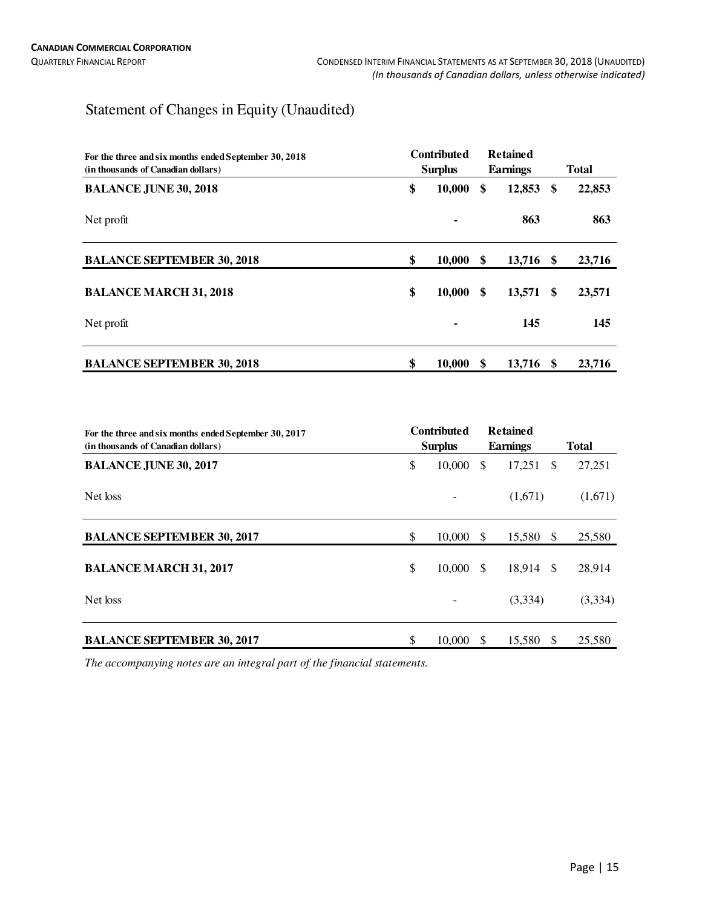# Statement of Changes in Equity (Unaudited)

| For the three and six months ended September 30, 2018 (in thousands of Canadian dollars) | Contributed Surplus | Retained Earnings | Total |
|---|---|---|---|
| **BALANCE JUNE 30, 2018** | **$ 10,000** | **$ 12,853** | **$ 22,853** |
| Net profit | **-** | **863** | **863** |
| **BALANCE SEPTEMBER 30, 2018** | **$ 10,000** | **$ 13,716** | **$ 23,716** |
| **BALANCE MARCH 31, 2018** | **$ 10,000** | **$ 13,571** | **$ 23,571** |
| Net profit | **-** | **145** | **145** |
| **BALANCE SEPTEMBER 30, 2018** | **$ 10,000** | **$ 13,716** | **$ 23,716** |

| For the three and six months ended September 30, 2017 (in thousands of Canadian dollars) | Contributed Surplus | Retained Earnings | Total |
|---|---|---|---|
| **BALANCE JUNE 30, 2017** | $ 10,000 | $ 17,251 | $ 27,251 |
| Net loss | - | (1,671) | (1,671) |
| **BALANCE SEPTEMBER 30, 2017** | $ 10,000 | $ 15,580 | $ 25,580 |
| **BALANCE MARCH 31, 2017** | $ 10,000 | $ 18,914 | $ 28,914 |
| Net loss | - | (3,334) | (3,334) |
| **BALANCE SEPTEMBER 30, 2017** | $ 10,000 | $ 15,580 | $ 25,580 |

*The accompanying notes are an integral part of the financial statements.*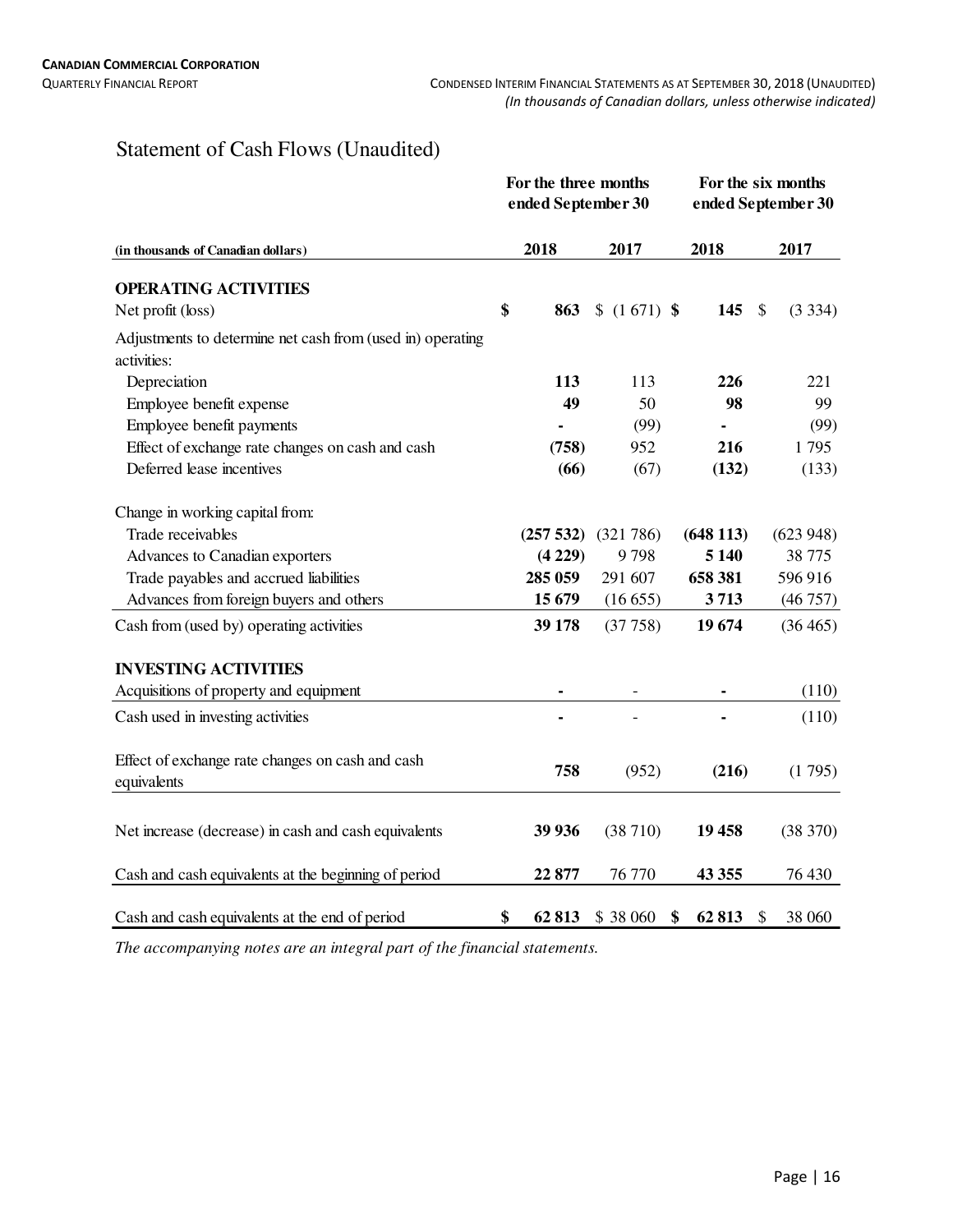# Statement of Cash Flows (Unaudited)

| (in thousands of Canadian dollars) | For the three months ended September 30 | | For the six months ended September 30 | |
|---|---|---|---|---|
| | **2018** | 2017 | **2018** | 2017 |
| **OPERATING ACTIVITIES** | | | | |
| Net profit (loss) | **$ 863** | $ (1 671) | **$ 145** | $ (3 334) |
| Adjustments to determine net cash from (used in) operating activities: | | | | |
| Depreciation | **113** | 113 | **226** | 221 |
| Employee benefit expense | **49** | 50 | **98** | 99 |
| Employee benefit payments | **-** | (99) | **-** | (99) |
| Effect of exchange rate changes on cash and cash | **(758)** | 952 | **216** | 1 795 |
| Deferred lease incentives | **(66)** | (67) | **(132)** | (133) |
| Change in working capital from: | | | | |
| Trade receivables | **(257 532)** | (321 786) | **(648 113)** | (623 948) |
| Advances to Canadian exporters | **(4 229)** | 9 798 | **5 140** | 38 775 |
| Trade payables and accrued liabilities | **285 059** | 291 607 | **658 381** | 596 916 |
| Advances from foreign buyers and others | **15 679** | (16 655) | **3 713** | (46 757) |
| Cash from (used by) operating activities | **39 178** | (37 758) | **19 674** | (36 465) |
| **INVESTING ACTIVITIES** | | | | |
| Acquisitions of property and equipment | **-** | - | **-** | (110) |
| Cash used in investing activities | **-** | - | **-** | (110) |
| Effect of exchange rate changes on cash and cash equivalents | **758** | (952) | **(216)** | (1 795) |
| Net increase (decrease) in cash and cash equivalents | **39 936** | (38 710) | **19 458** | (38 370) |
| Cash and cash equivalents at the beginning of period | **22 877** | 76 770 | **43 355** | 76 430 |
| Cash and cash equivalents at the end of period | **$ 62 813** | $ 38 060 | **$ 62 813** | $ 38 060 |

*The accompanying notes are an integral part of the financial statements.*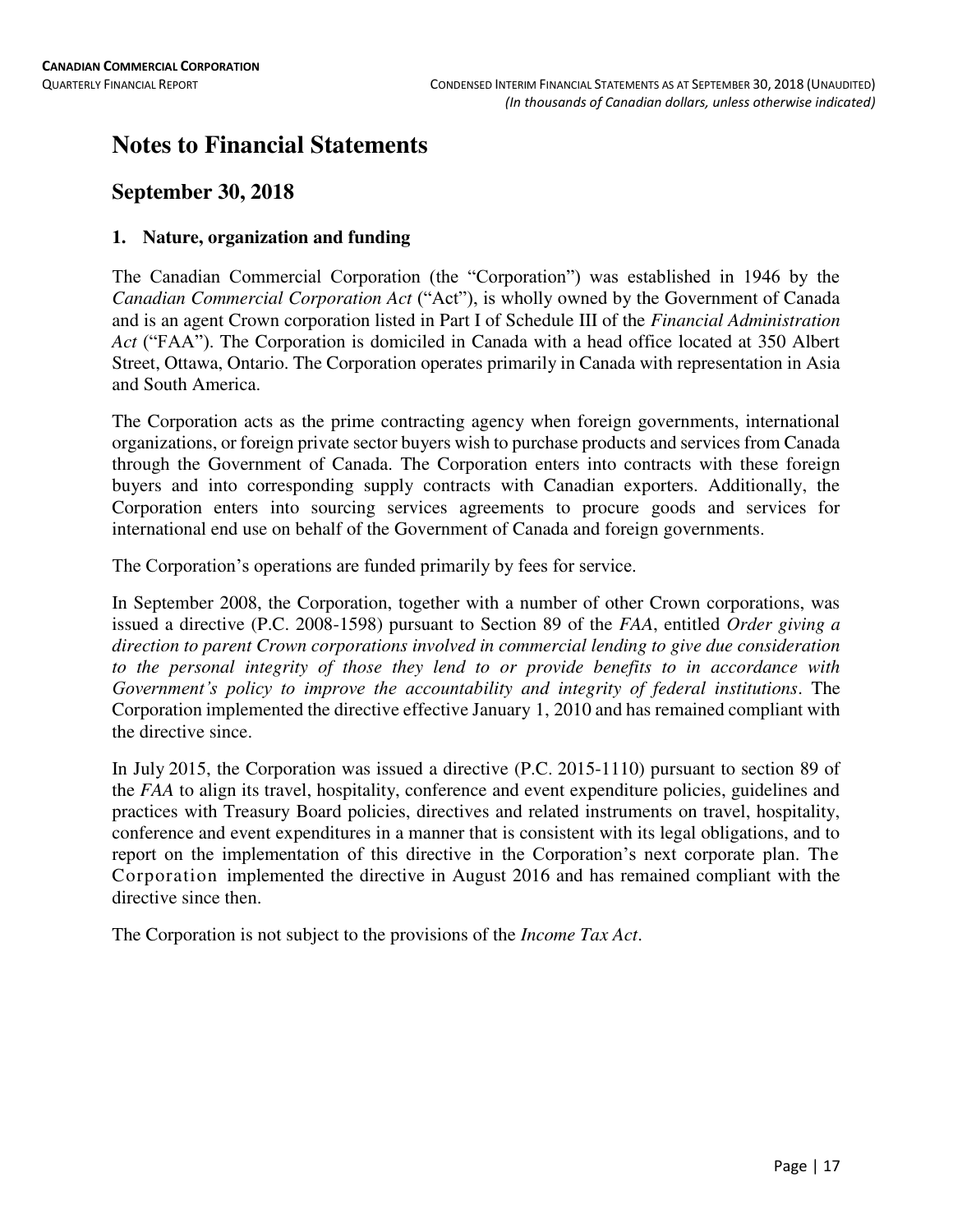# Notes to Financial Statements

## September 30, 2018

### 1. Nature, organization and funding

The Canadian Commercial Corporation (the "Corporation") was established in 1946 by the *Canadian Commercial Corporation Act* ("Act"), is wholly owned by the Government of Canada and is an agent Crown corporation listed in Part I of Schedule III of the *Financial Administration Act* ("FAA"). The Corporation is domiciled in Canada with a head office located at 350 Albert Street, Ottawa, Ontario. The Corporation operates primarily in Canada with representation in Asia and South America.

The Corporation acts as the prime contracting agency when foreign governments, international organizations, or foreign private sector buyers wish to purchase products and services from Canada through the Government of Canada. The Corporation enters into contracts with these foreign buyers and into corresponding supply contracts with Canadian exporters. Additionally, the Corporation enters into sourcing services agreements to procure goods and services for international end use on behalf of the Government of Canada and foreign governments.

The Corporation's operations are funded primarily by fees for service.

In September 2008, the Corporation, together with a number of other Crown corporations, was issued a directive (P.C. 2008-1598) pursuant to Section 89 of the *FAA*, entitled *Order giving a direction to parent Crown corporations involved in commercial lending to give due consideration to the personal integrity of those they lend to or provide benefits to in accordance with Government's policy to improve the accountability and integrity of federal institutions*. The Corporation implemented the directive effective January 1, 2010 and has remained compliant with the directive since.

In July 2015, the Corporation was issued a directive (P.C. 2015-1110) pursuant to section 89 of the *FAA* to align its travel, hospitality, conference and event expenditure policies, guidelines and practices with Treasury Board policies, directives and related instruments on travel, hospitality, conference and event expenditures in a manner that is consistent with its legal obligations, and to report on the implementation of this directive in the Corporation's next corporate plan. The Corporation implemented the directive in August 2016 and has remained compliant with the directive since then.

The Corporation is not subject to the provisions of the *Income Tax Act*.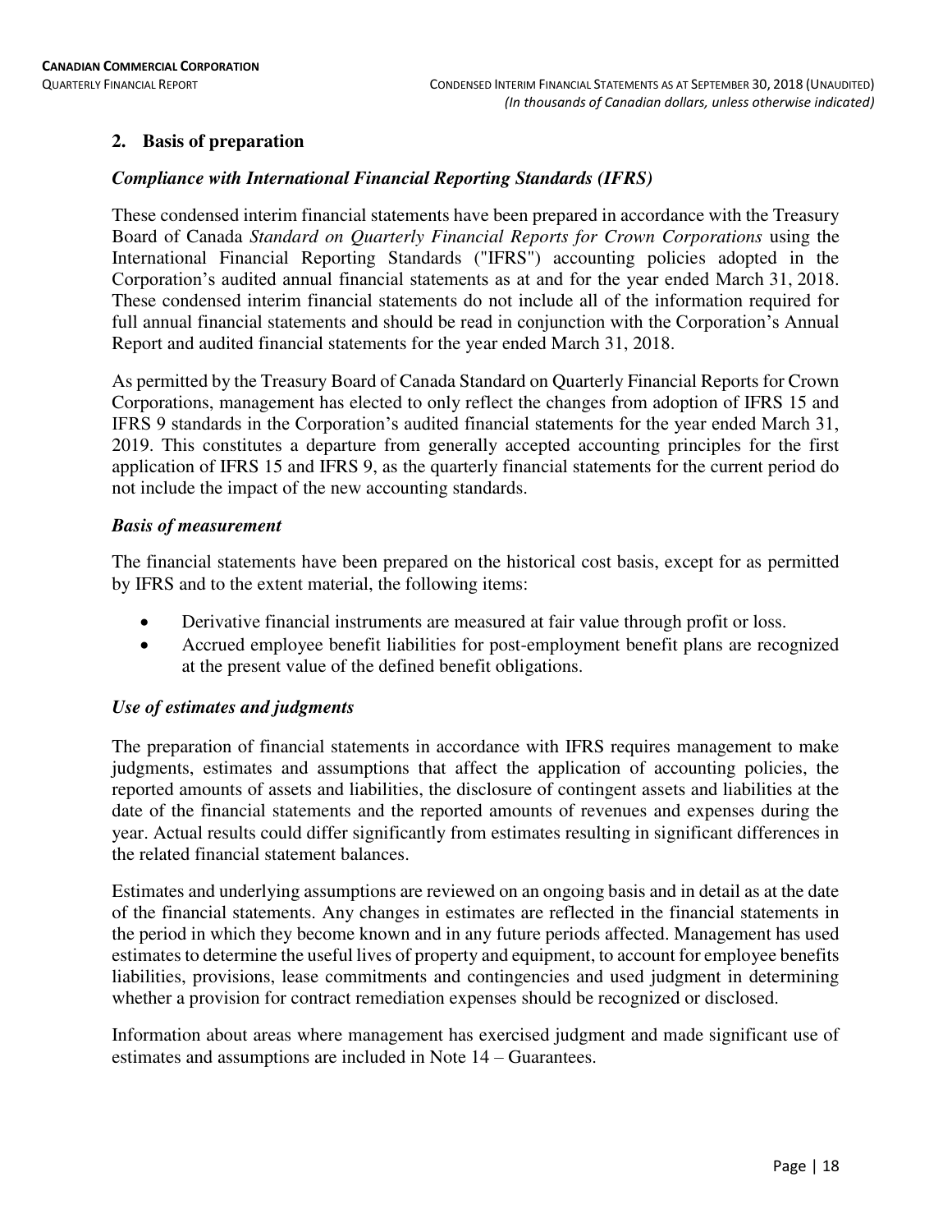## 2. Basis of preparation

### *Compliance with International Financial Reporting Standards (IFRS)*

These condensed interim financial statements have been prepared in accordance with the Treasury Board of Canada *Standard on Quarterly Financial Reports for Crown Corporations* using the International Financial Reporting Standards ("IFRS") accounting policies adopted in the Corporation's audited annual financial statements as at and for the year ended March 31, 2018. These condensed interim financial statements do not include all of the information required for full annual financial statements and should be read in conjunction with the Corporation's Annual Report and audited financial statements for the year ended March 31, 2018.

As permitted by the Treasury Board of Canada Standard on Quarterly Financial Reports for Crown Corporations, management has elected to only reflect the changes from adoption of IFRS 15 and IFRS 9 standards in the Corporation's audited financial statements for the year ended March 31, 2019. This constitutes a departure from generally accepted accounting principles for the first application of IFRS 15 and IFRS 9, as the quarterly financial statements for the current period do not include the impact of the new accounting standards.

### *Basis of measurement*

The financial statements have been prepared on the historical cost basis, except for as permitted by IFRS and to the extent material, the following items:

- Derivative financial instruments are measured at fair value through profit or loss.
- Accrued employee benefit liabilities for post-employment benefit plans are recognized at the present value of the defined benefit obligations.

### *Use of estimates and judgments*

The preparation of financial statements in accordance with IFRS requires management to make judgments, estimates and assumptions that affect the application of accounting policies, the reported amounts of assets and liabilities, the disclosure of contingent assets and liabilities at the date of the financial statements and the reported amounts of revenues and expenses during the year. Actual results could differ significantly from estimates resulting in significant differences in the related financial statement balances.

Estimates and underlying assumptions are reviewed on an ongoing basis and in detail as at the date of the financial statements. Any changes in estimates are reflected in the financial statements in the period in which they become known and in any future periods affected. Management has used estimates to determine the useful lives of property and equipment, to account for employee benefits liabilities, provisions, lease commitments and contingencies and used judgment in determining whether a provision for contract remediation expenses should be recognized or disclosed.

Information about areas where management has exercised judgment and made significant use of estimates and assumptions are included in Note 14 – Guarantees.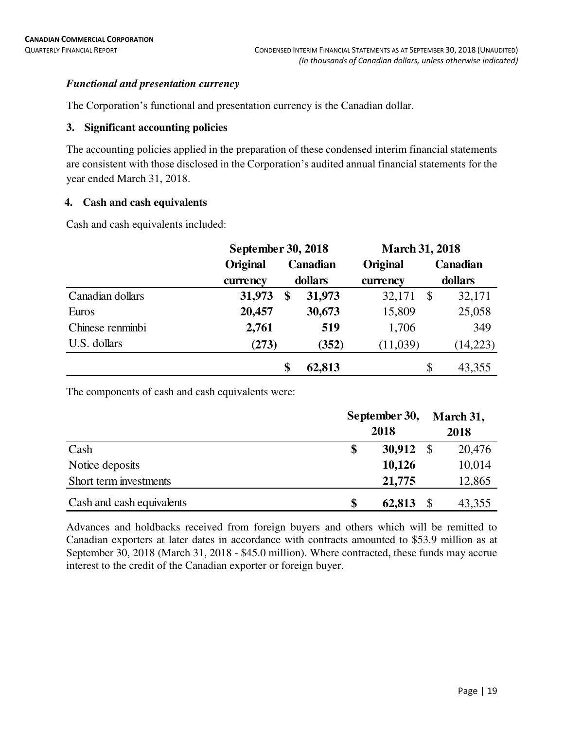### *Functional and presentation currency*

The Corporation's functional and presentation currency is the Canadian dollar.

### 3. Significant accounting policies

The accounting policies applied in the preparation of these condensed interim financial statements are consistent with those disclosed in the Corporation's audited annual financial statements for the year ended March 31, 2018.

### 4. Cash and cash equivalents

Cash and cash equivalents included:

| | September 30, 2018 | | March 31, 2018 | |
|---|---|---|---|---|
| | Original currency | Canadian dollars | Original currency | Canadian dollars |
| Canadian dollars | **31,973** | **$ 31,973** | 32,171 | $ 32,171 |
| Euros | **20,457** | **30,673** | 15,809 | 25,058 |
| Chinese renminbi | **2,761** | **519** | 1,706 | 349 |
| U.S. dollars | **(273)** | **(352)** | (11,039) | (14,223) |
| | | **$ 62,813** | | $ 43,355 |

The components of cash and cash equivalents were:

| | September 30, 2018 | March 31, 2018 |
|---|---|---|
| Cash | **$ 30,912** | $ 20,476 |
| Notice deposits | **10,126** | 10,014 |
| Short term investments | **21,775** | 12,865 |
| Cash and cash equivalents | **$ 62,813** | $ 43,355 |

Advances and holdbacks received from foreign buyers and others which will be remitted to Canadian exporters at later dates in accordance with contracts amounted to $53.9 million as at September 30, 2018 (March 31, 2018 - $45.0 million). Where contracted, these funds may accrue interest to the credit of the Canadian exporter or foreign buyer.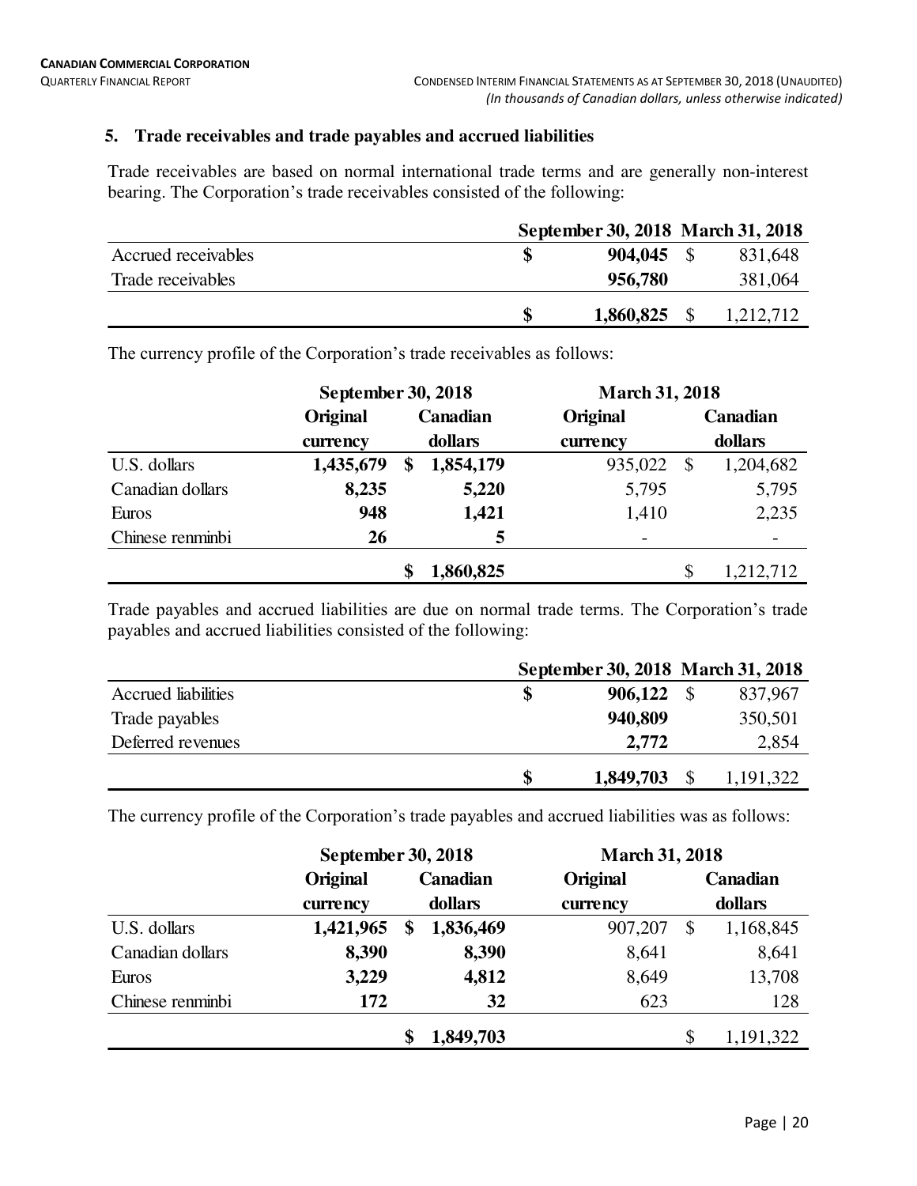## 5. Trade receivables and trade payables and accrued liabilities

Trade receivables are based on normal international trade terms and are generally non-interest bearing. The Corporation's trade receivables consisted of the following:

| | September 30, 2018 | March 31, 2018 |
|---|---|---|
| Accrued receivables | **$ 904,045** | $ 831,648 |
| Trade receivables | **956,780** | 381,064 |
| | **$ 1,860,825** | $ 1,212,712 |

The currency profile of the Corporation's trade receivables as follows:

| | September 30, 2018 | | March 31, 2018 | |
|---|---|---|---|---|
| | Original currency | Canadian dollars | Original currency | Canadian dollars |
| U.S. dollars | **1,435,679** | **$ 1,854,179** | 935,022 | $ 1,204,682 |
| Canadian dollars | **8,235** | **5,220** | 5,795 | 5,795 |
| Euros | **948** | **1,421** | 1,410 | 2,235 |
| Chinese renminbi | **26** | **5** | - | - |
| | | **$ 1,860,825** | | $ 1,212,712 |

Trade payables and accrued liabilities are due on normal trade terms. The Corporation's trade payables and accrued liabilities consisted of the following:

| | September 30, 2018 | March 31, 2018 |
|---|---|---|
| Accrued liabilities | **$ 906,122** | $ 837,967 |
| Trade payables | **940,809** | 350,501 |
| Deferred revenues | **2,772** | 2,854 |
| | **$ 1,849,703** | $ 1,191,322 |

The currency profile of the Corporation's trade payables and accrued liabilities was as follows:

| | September 30, 2018 | | March 31, 2018 | |
|---|---|---|---|---|
| | Original currency | Canadian dollars | Original currency | Canadian dollars |
| U.S. dollars | **1,421,965** | **$ 1,836,469** | 907,207 | $ 1,168,845 |
| Canadian dollars | **8,390** | **8,390** | 8,641 | 8,641 |
| Euros | **3,229** | **4,812** | 8,649 | 13,708 |
| Chinese renminbi | **172** | **32** | 623 | 128 |
| | | **$ 1,849,703** | | $ 1,191,322 |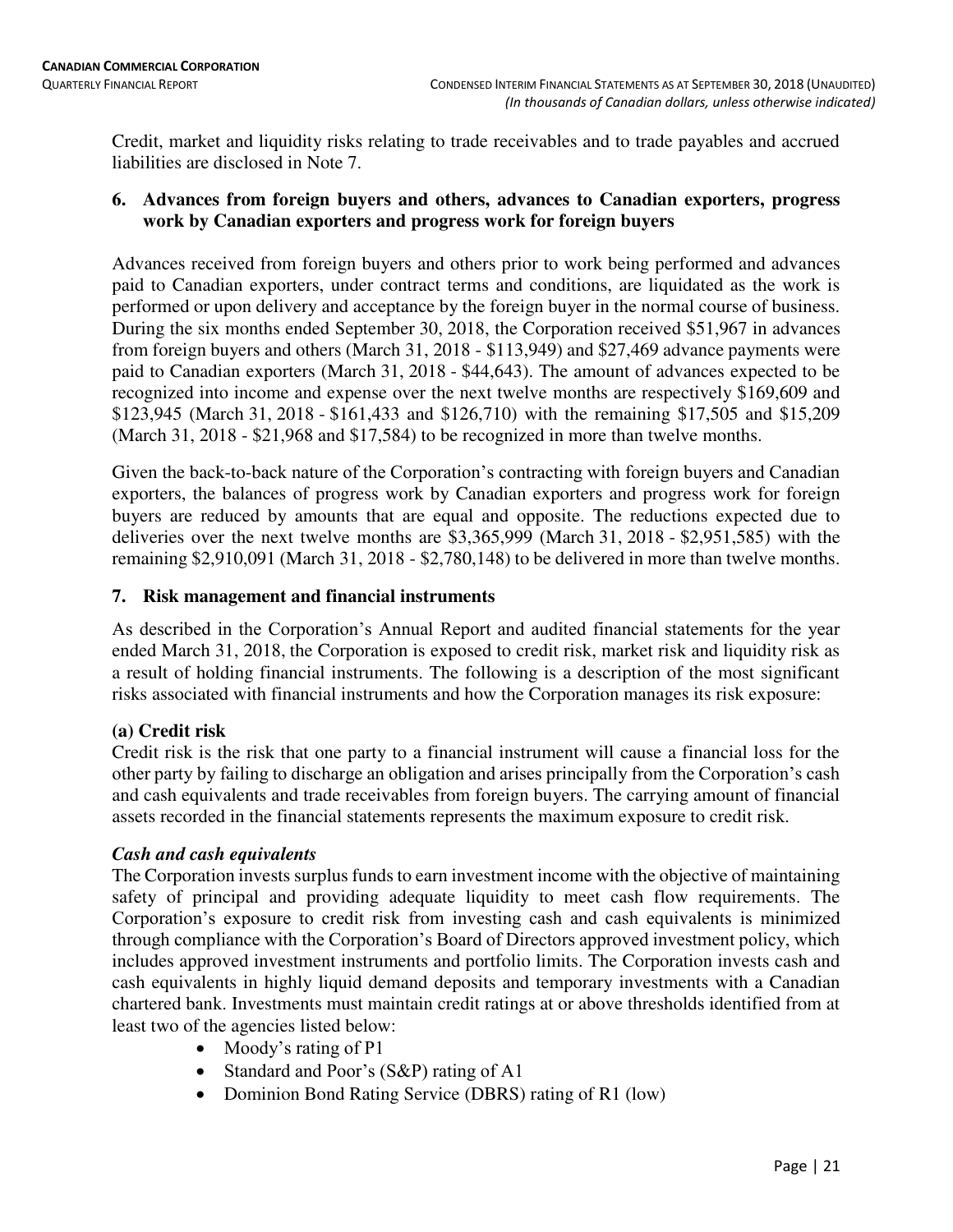Credit, market and liquidity risks relating to trade receivables and to trade payables and accrued liabilities are disclosed in Note 7.

## 6. Advances from foreign buyers and others, advances to Canadian exporters, progress work by Canadian exporters and progress work for foreign buyers

Advances received from foreign buyers and others prior to work being performed and advances paid to Canadian exporters, under contract terms and conditions, are liquidated as the work is performed or upon delivery and acceptance by the foreign buyer in the normal course of business. During the six months ended September 30, 2018, the Corporation received $51,967 in advances from foreign buyers and others (March 31, 2018 - $113,949) and $27,469 advance payments were paid to Canadian exporters (March 31, 2018 - $44,643). The amount of advances expected to be recognized into income and expense over the next twelve months are respectively $169,609 and $123,945 (March 31, 2018 - $161,433 and $126,710) with the remaining $17,505 and $15,209 (March 31, 2018 - $21,968 and $17,584) to be recognized in more than twelve months.

Given the back-to-back nature of the Corporation's contracting with foreign buyers and Canadian exporters, the balances of progress work by Canadian exporters and progress work for foreign buyers are reduced by amounts that are equal and opposite. The reductions expected due to deliveries over the next twelve months are $3,365,999 (March 31, 2018 - $2,951,585) with the remaining $2,910,091 (March 31, 2018 - $2,780,148) to be delivered in more than twelve months.

## 7. Risk management and financial instruments

As described in the Corporation's Annual Report and audited financial statements for the year ended March 31, 2018, the Corporation is exposed to credit risk, market risk and liquidity risk as a result of holding financial instruments. The following is a description of the most significant risks associated with financial instruments and how the Corporation manages its risk exposure:

### (a) Credit risk

Credit risk is the risk that one party to a financial instrument will cause a financial loss for the other party by failing to discharge an obligation and arises principally from the Corporation's cash and cash equivalents and trade receivables from foreign buyers. The carrying amount of financial assets recorded in the financial statements represents the maximum exposure to credit risk.

***Cash and cash equivalents***

The Corporation invests surplus funds to earn investment income with the objective of maintaining safety of principal and providing adequate liquidity to meet cash flow requirements. The Corporation's exposure to credit risk from investing cash and cash equivalents is minimized through compliance with the Corporation's Board of Directors approved investment policy, which includes approved investment instruments and portfolio limits. The Corporation invests cash and cash equivalents in highly liquid demand deposits and temporary investments with a Canadian chartered bank. Investments must maintain credit ratings at or above thresholds identified from at least two of the agencies listed below:

- Moody's rating of P1
- Standard and Poor's (S&P) rating of A1
- Dominion Bond Rating Service (DBRS) rating of R1 (low)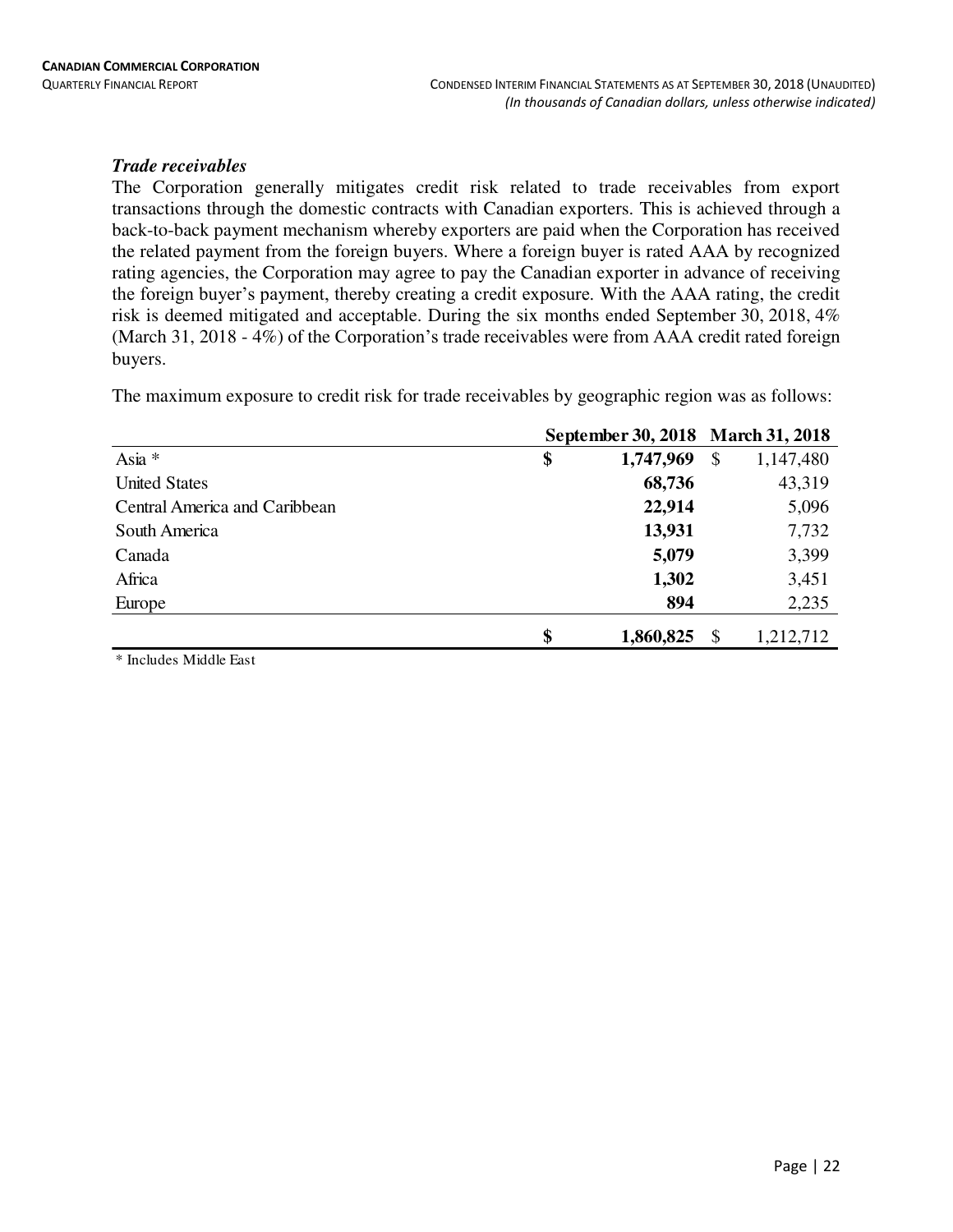### *Trade receivables*

The Corporation generally mitigates credit risk related to trade receivables from export transactions through the domestic contracts with Canadian exporters. This is achieved through a back-to-back payment mechanism whereby exporters are paid when the Corporation has received the related payment from the foreign buyers. Where a foreign buyer is rated AAA by recognized rating agencies, the Corporation may agree to pay the Canadian exporter in advance of receiving the foreign buyer's payment, thereby creating a credit exposure. With the AAA rating, the credit risk is deemed mitigated and acceptable. During the six months ended September 30, 2018, 4% (March 31, 2018 - 4%) of the Corporation's trade receivables were from AAA credit rated foreign buyers.

The maximum exposure to credit risk for trade receivables by geographic region was as follows:

| | September 30, 2018 | March 31, 2018 |
|---|---|---|
| Asia * | **$ 1,747,969** | $ 1,147,480 |
| United States | **68,736** | 43,319 |
| Central America and Caribbean | **22,914** | 5,096 |
| South America | **13,931** | 7,732 |
| Canada | **5,079** | 3,399 |
| Africa | **1,302** | 3,451 |
| Europe | **894** | 2,235 |
| | **$ 1,860,825** | $ 1,212,712 |

\* Includes Middle East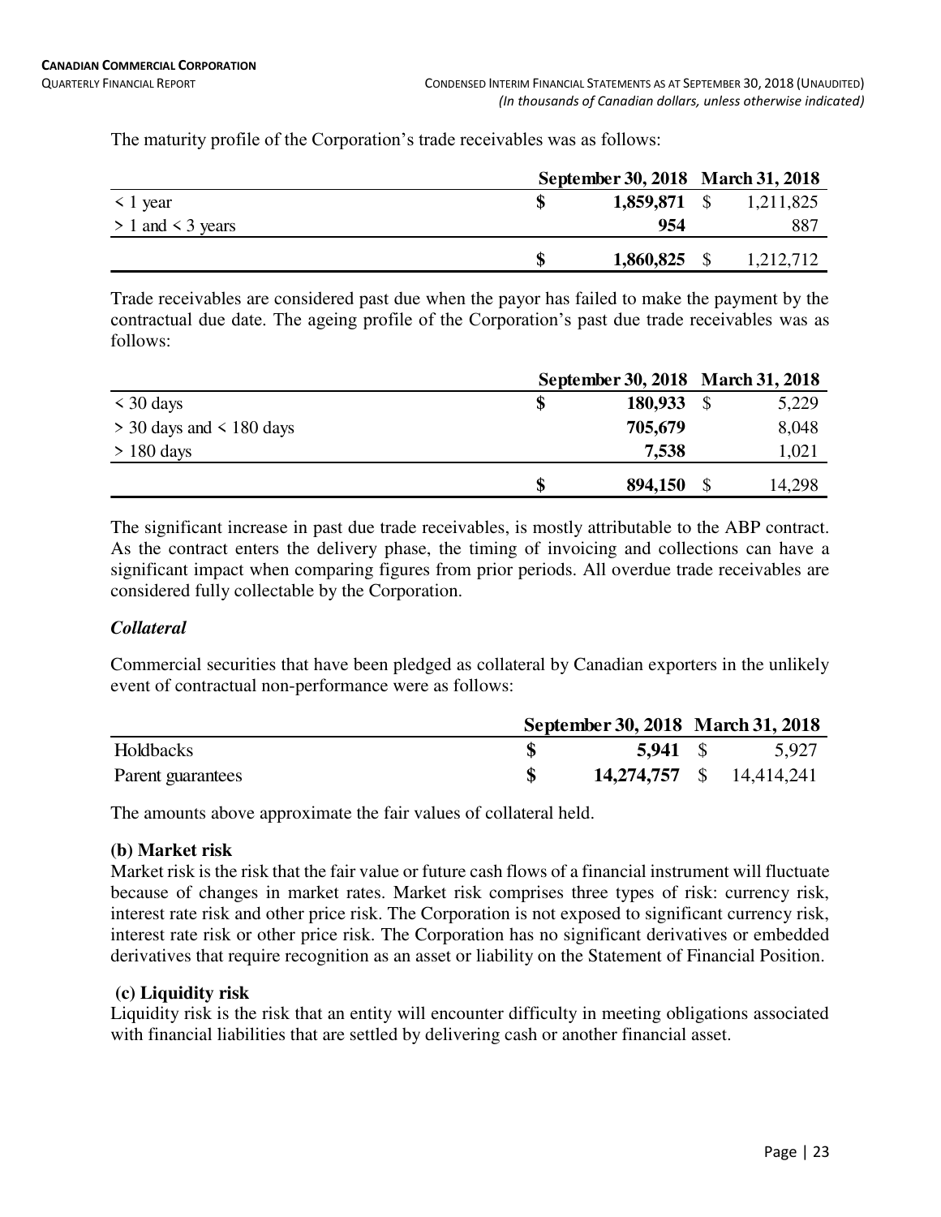The maturity profile of the Corporation's trade receivables was as follows:

| | September 30, 2018 | March 31, 2018 |
|---|---|---|
| < 1 year | **$ 1,859,871** | $ 1,211,825 |
| > 1 and < 3 years | **954** | 887 |
| | **$ 1,860,825** | $ 1,212,712 |

Trade receivables are considered past due when the payor has failed to make the payment by the contractual due date. The ageing profile of the Corporation's past due trade receivables was as follows:

| | September 30, 2018 | March 31, 2018 |
|---|---|---|
| < 30 days | **$ 180,933** | $ 5,229 |
| > 30 days and < 180 days | **705,679** | 8,048 |
| > 180 days | **7,538** | 1,021 |
| | **$ 894,150** | $ 14,298 |

The significant increase in past due trade receivables, is mostly attributable to the ABP contract. As the contract enters the delivery phase, the timing of invoicing and collections can have a significant impact when comparing figures from prior periods. All overdue trade receivables are considered fully collectable by the Corporation.

***Collateral***

Commercial securities that have been pledged as collateral by Canadian exporters in the unlikely event of contractual non-performance were as follows:

| | September 30, 2018 | March 31, 2018 |
|---|---|---|
| Holdbacks | **$ 5,941** | $ 5,927 |
| Parent guarantees | **$ 14,274,757** | $ 14,414,241 |

The amounts above approximate the fair values of collateral held.

**(b) Market risk**

Market risk is the risk that the fair value or future cash flows of a financial instrument will fluctuate because of changes in market rates. Market risk comprises three types of risk: currency risk, interest rate risk and other price risk. The Corporation is not exposed to significant currency risk, interest rate risk or other price risk. The Corporation has no significant derivatives or embedded derivatives that require recognition as an asset or liability on the Statement of Financial Position.

**(c) Liquidity risk**

Liquidity risk is the risk that an entity will encounter difficulty in meeting obligations associated with financial liabilities that are settled by delivering cash or another financial asset.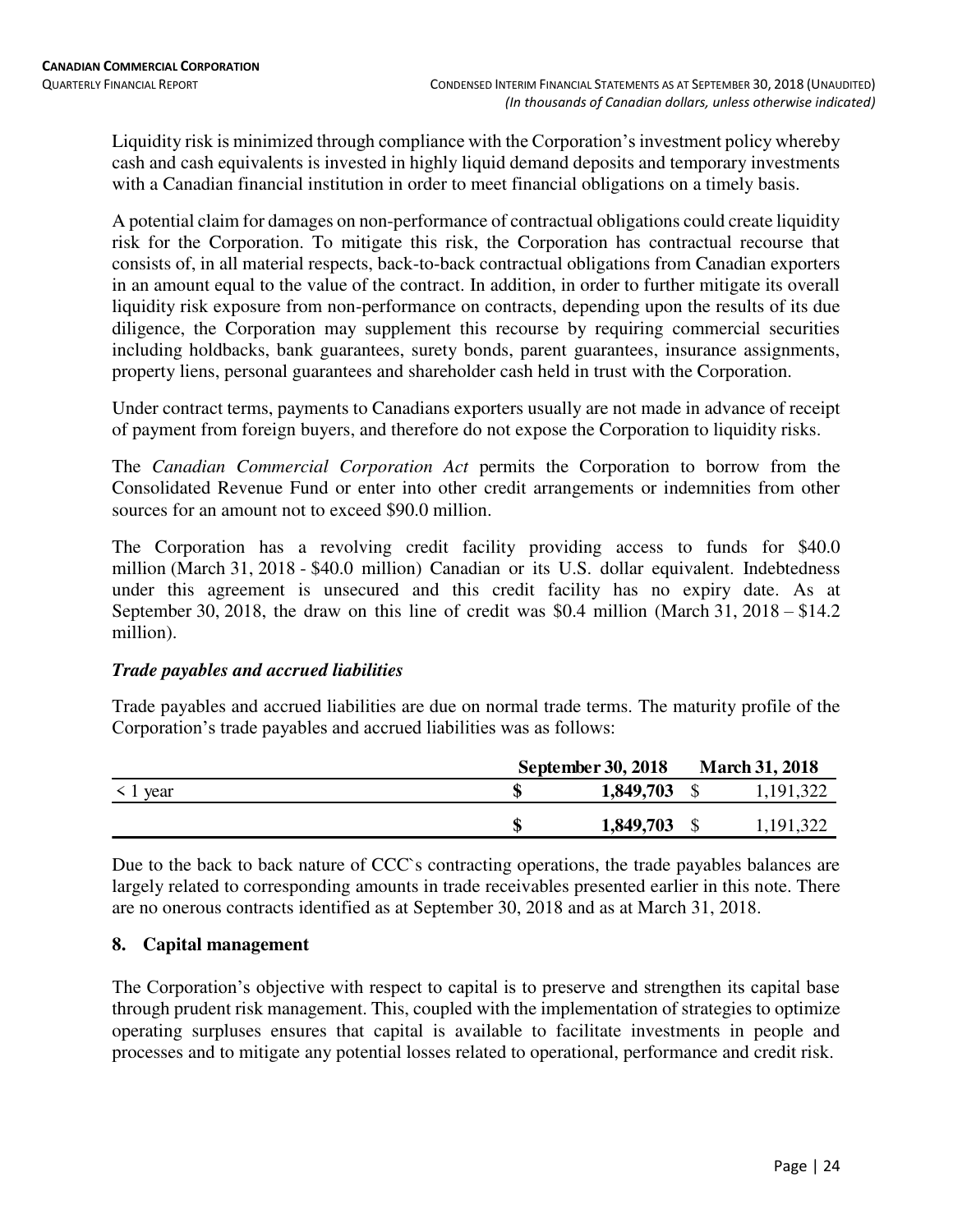Liquidity risk is minimized through compliance with the Corporation's investment policy whereby cash and cash equivalents is invested in highly liquid demand deposits and temporary investments with a Canadian financial institution in order to meet financial obligations on a timely basis.

A potential claim for damages on non-performance of contractual obligations could create liquidity risk for the Corporation. To mitigate this risk, the Corporation has contractual recourse that consists of, in all material respects, back-to-back contractual obligations from Canadian exporters in an amount equal to the value of the contract. In addition, in order to further mitigate its overall liquidity risk exposure from non-performance on contracts, depending upon the results of its due diligence, the Corporation may supplement this recourse by requiring commercial securities including holdbacks, bank guarantees, surety bonds, parent guarantees, insurance assignments, property liens, personal guarantees and shareholder cash held in trust with the Corporation.

Under contract terms, payments to Canadians exporters usually are not made in advance of receipt of payment from foreign buyers, and therefore do not expose the Corporation to liquidity risks.

The *Canadian Commercial Corporation Act* permits the Corporation to borrow from the Consolidated Revenue Fund or enter into other credit arrangements or indemnities from other sources for an amount not to exceed $90.0 million.

The Corporation has a revolving credit facility providing access to funds for $40.0 million (March 31, 2018 - $40.0 million) Canadian or its U.S. dollar equivalent. Indebtedness under this agreement is unsecured and this credit facility has no expiry date. As at September 30, 2018, the draw on this line of credit was $0.4 million (March 31, 2018 – $14.2 million).

***Trade payables and accrued liabilities***

Trade payables and accrued liabilities are due on normal trade terms. The maturity profile of the Corporation's trade payables and accrued liabilities was as follows:

| | **September 30, 2018** | **March 31, 2018** |
|---|---|---|
| < 1 year | **$ 1,849,703** | $ 1,191,322 |
| | **$ 1,849,703** | $ 1,191,322 |

Due to the back to back nature of CCC`s contracting operations, the trade payables balances are largely related to corresponding amounts in trade receivables presented earlier in this note. There are no onerous contracts identified as at September 30, 2018 and as at March 31, 2018.

## 8. Capital management

The Corporation's objective with respect to capital is to preserve and strengthen its capital base through prudent risk management. This, coupled with the implementation of strategies to optimize operating surpluses ensures that capital is available to facilitate investments in people and processes and to mitigate any potential losses related to operational, performance and credit risk.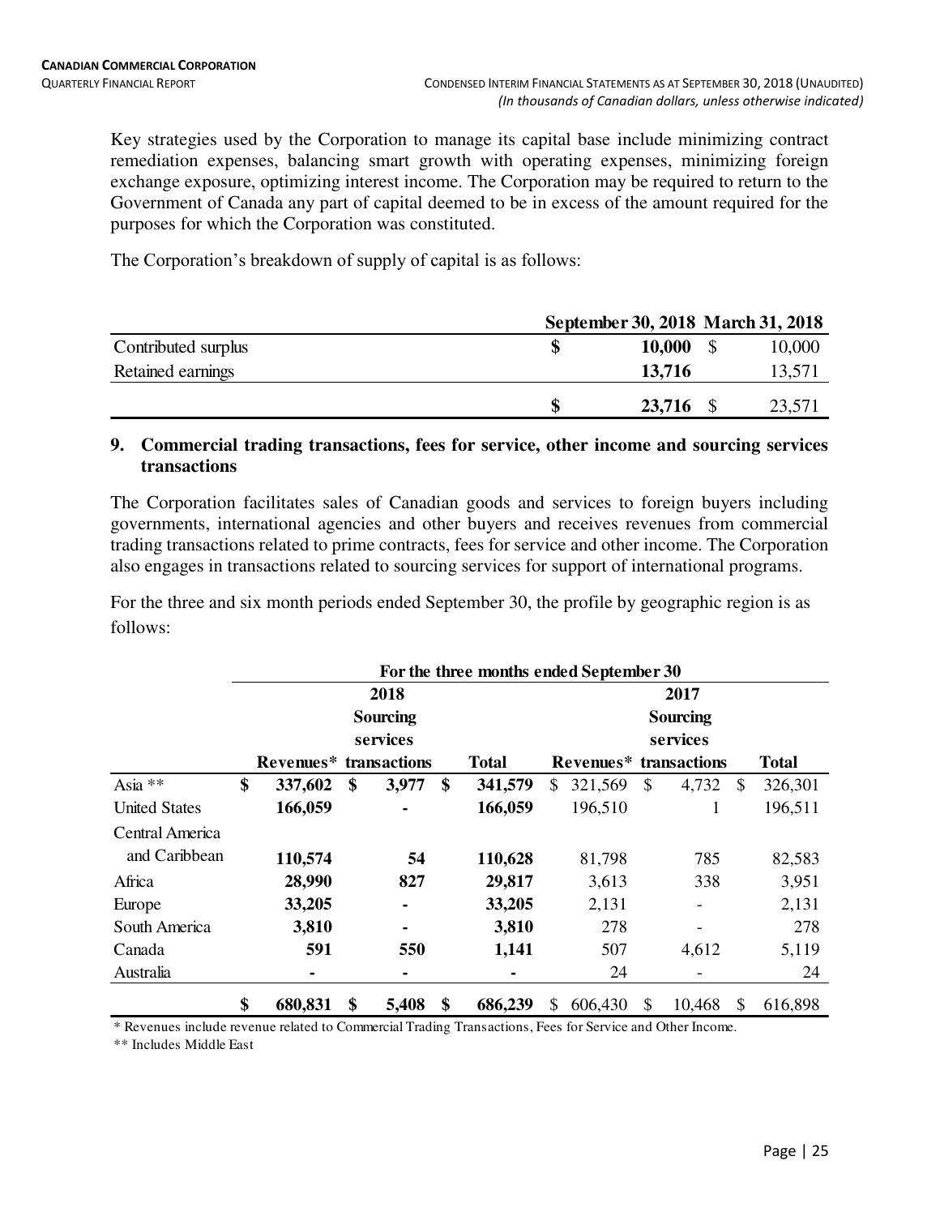Key strategies used by the Corporation to manage its capital base include minimizing contract remediation expenses, balancing smart growth with operating expenses, minimizing foreign exchange exposure, optimizing interest income. The Corporation may be required to return to the Government of Canada any part of capital deemed to be in excess of the amount required for the purposes for which the Corporation was constituted.

The Corporation's breakdown of supply of capital is as follows:

| | September 30, 2018 | March 31, 2018 |
|---|---|---|
| Contributed surplus | **$ 10,000** | $ 10,000 |
| Retained earnings | **13,716** | 13,571 |
| | **$ 23,716** | $ 23,571 |

## 9. Commercial trading transactions, fees for service, other income and sourcing services transactions

The Corporation facilitates sales of Canadian goods and services to foreign buyers including governments, international agencies and other buyers and receives revenues from commercial trading transactions related to prime contracts, fees for service and other income. The Corporation also engages in transactions related to sourcing services for support of international programs.

For the three and six month periods ended September 30, the profile by geographic region is as follows:

| | For the three months ended September 30 | | | | | |
|---|---|---|---|---|---|---|
| | 2018 | | | 2017 | | |
| | **Revenues*** | **Sourcing services transactions** | **Total** | **Revenues*** | **Sourcing services transactions** | **Total** |
| Asia ** | **$ 337,602** | **$ 3,977** | **$ 341,579** | $ 321,569 | $ 4,732 | $ 326,301 |
| United States | **166,059** | **-** | **166,059** | 196,510 | 1 | 196,511 |
| Central America and Caribbean | **110,574** | **54** | **110,628** | 81,798 | 785 | 82,583 |
| Africa | **28,990** | **827** | **29,817** | 3,613 | 338 | 3,951 |
| Europe | **33,205** | **-** | **33,205** | 2,131 | - | 2,131 |
| South America | **3,810** | **-** | **3,810** | 278 | - | 278 |
| Canada | **591** | **550** | **1,141** | 507 | 4,612 | 5,119 |
| Australia | **-** | **-** | **-** | 24 | - | 24 |
| | **$ 680,831** | **$ 5,408** | **$ 686,239** | $ 606,430 | $ 10,468 | $ 616,898 |

\* Revenues include revenue related to Commercial Trading Transactions, Fees for Service and Other Income.

** Includes Middle East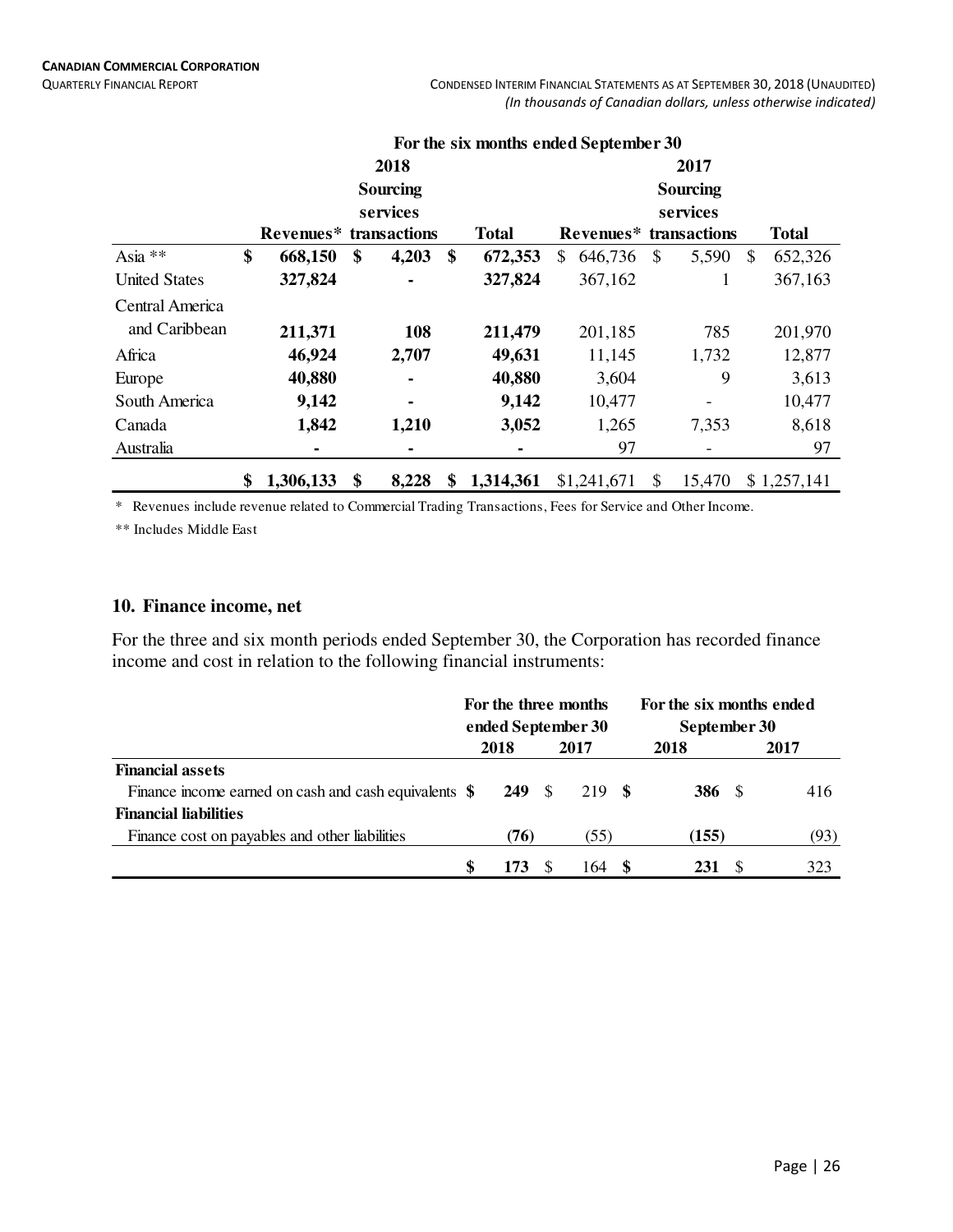| | For the six months ended September 30 | | | | | |
|---|---|---|---|---|---|---|
| | 2018 | | | 2017 | | |
| | Revenues* | Sourcing services transactions | Total | Revenues* | Sourcing services transactions | Total |
| Asia ** | **$ 668,150** | **$ 4,203** | **$ 672,353** | $ 646,736 | $ 5,590 | $ 652,326 |
| United States | **327,824** | **-** | **327,824** | 367,162 | 1 | 367,163 |
| Central America and Caribbean | **211,371** | **108** | **211,479** | 201,185 | 785 | 201,970 |
| Africa | **46,924** | **2,707** | **49,631** | 11,145 | 1,732 | 12,877 |
| Europe | **40,880** | **-** | **40,880** | 3,604 | 9 | 3,613 |
| South America | **9,142** | **-** | **9,142** | 10,477 | - | 10,477 |
| Canada | **1,842** | **1,210** | **3,052** | 1,265 | 7,353 | 8,618 |
| Australia | **-** | **-** | **-** | 97 | - | 97 |
| | **$ 1,306,133** | **$ 8,228** | **$ 1,314,361** | $1,241,671 | $ 15,470 | $ 1,257,141 |

* Revenues include revenue related to Commercial Trading Transactions, Fees for Service and Other Income.

** Includes Middle East

## 10. Finance income, net

For the three and six month periods ended September 30, the Corporation has recorded finance income and cost in relation to the following financial instruments:

| | For the three months ended September 30 | | For the six months ended September 30 | |
|---|---|---|---|---|
| | 2018 | 2017 | 2018 | 2017 |
| **Financial assets** | | | | |
| Finance income earned on cash and cash equivalents | **$ 249** | $ 219 | **$ 386** | $ 416 |
| **Financial liabilities** | | | | |
| Finance cost on payables and other liabilities | **(76)** | (55) | **(155)** | (93) |
| | **$ 173** | $ 164 | **$ 231** | $ 323 |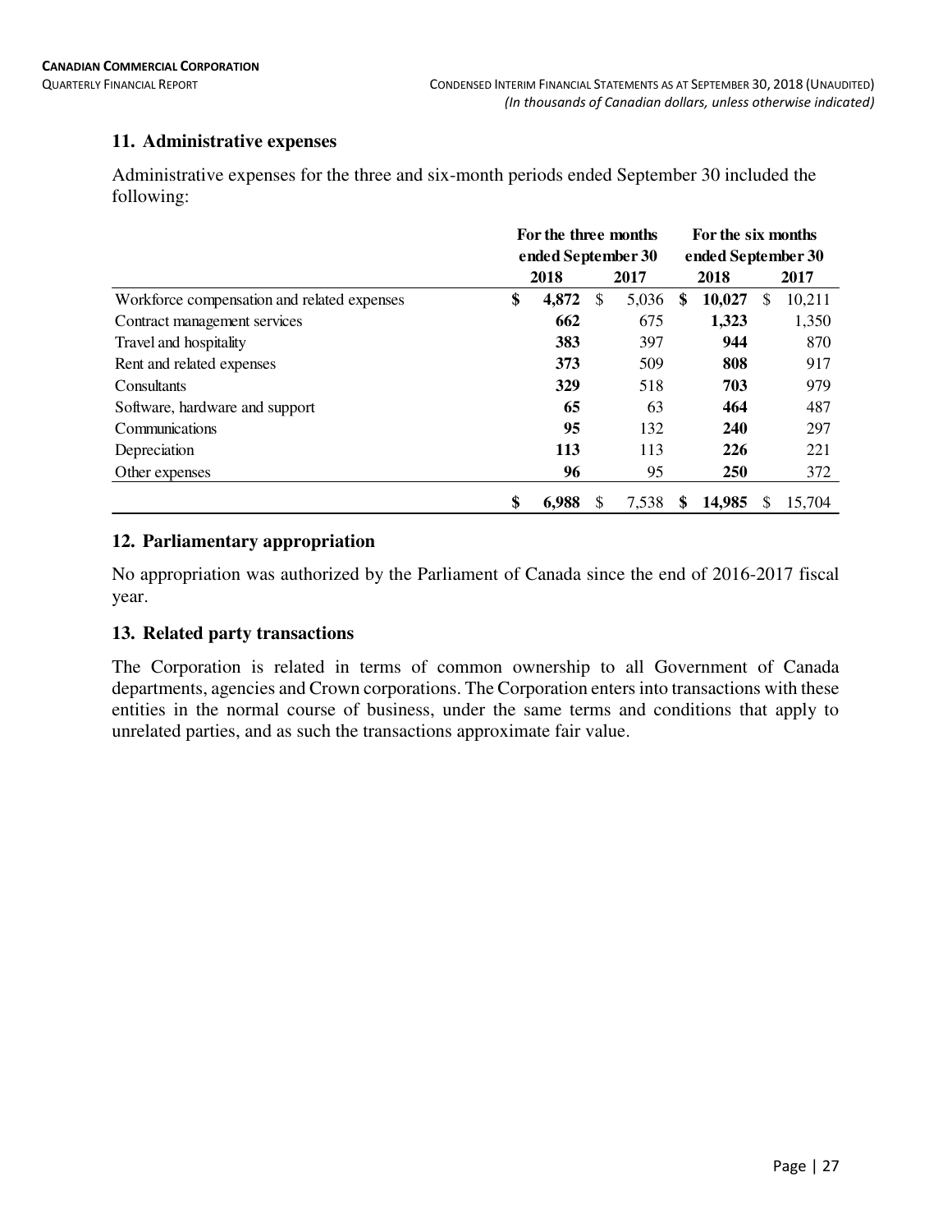## 11. Administrative expenses

Administrative expenses for the three and six-month periods ended September 30 included the following:

| | For the three months ended September 30 | | For the six months ended September 30 | |
|---|---|---|---|---|
| | **2018** | **2017** | **2018** | **2017** |
| Workforce compensation and related expenses | **$ 4,872** | $ 5,036 | **$ 10,027** | $ 10,211 |
| Contract management services | **662** | 675 | **1,323** | 1,350 |
| Travel and hospitality | **383** | 397 | **944** | 870 |
| Rent and related expenses | **373** | 509 | **808** | 917 |
| Consultants | **329** | 518 | **703** | 979 |
| Software, hardware and support | **65** | 63 | **464** | 487 |
| Communications | **95** | 132 | **240** | 297 |
| Depreciation | **113** | 113 | **226** | 221 |
| Other expenses | **96** | 95 | **250** | 372 |
| | **$ 6,988** | $ 7,538 | **$ 14,985** | $ 15,704 |

## 12. Parliamentary appropriation

No appropriation was authorized by the Parliament of Canada since the end of 2016-2017 fiscal year.

## 13. Related party transactions

The Corporation is related in terms of common ownership to all Government of Canada departments, agencies and Crown corporations. The Corporation enters into transactions with these entities in the normal course of business, under the same terms and conditions that apply to unrelated parties, and as such the transactions approximate fair value.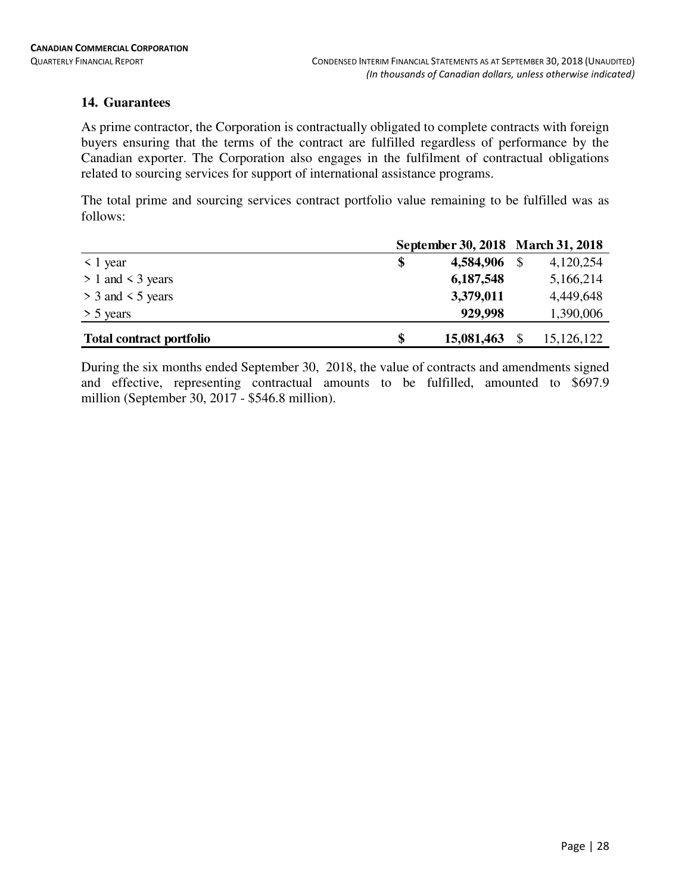## 14. Guarantees

As prime contractor, the Corporation is contractually obligated to complete contracts with foreign buyers ensuring that the terms of the contract are fulfilled regardless of performance by the Canadian exporter. The Corporation also engages in the fulfilment of contractual obligations related to sourcing services for support of international assistance programs.

The total prime and sourcing services contract portfolio value remaining to be fulfilled was as follows:

| | September 30, 2018 | March 31, 2018 |
|---|---|---|
| < 1 year | **$ 4,584,906** | $ 4,120,254 |
| > 1 and < 3 years | **6,187,548** | 5,166,214 |
| > 3 and < 5 years | **3,379,011** | 4,449,648 |
| > 5 years | **929,998** | 1,390,006 |
| **Total contract portfolio** | **$ 15,081,463** | $ 15,126,122 |

During the six months ended September 30, 2018, the value of contracts and amendments signed and effective, representing contractual amounts to be fulfilled, amounted to $697.9 million (September 30, 2017 - $546.8 million).